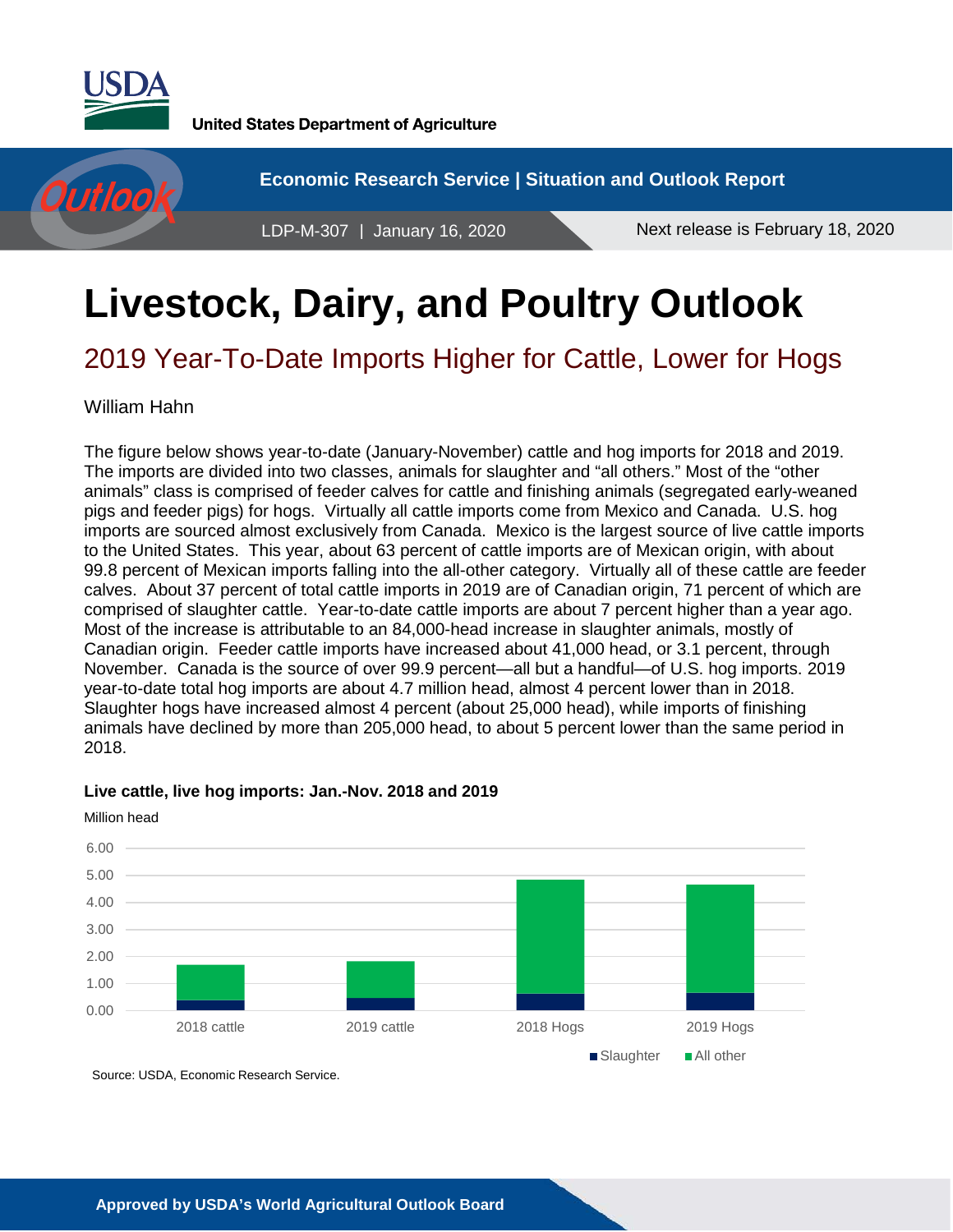United States Department of Agriculture

Economic Research Service | Situation and Outlook Report

LDP-M-307 | January 16, 2020

Next release is February 18, 2020

# Livestock, Dairy, and Poultry Outlook

## 2019 Year-To-Date Imports Higher for Cattle, Lower for Hogs

William Hahn

The figure below shows year-to-date (January-November) cattle and hog imports for 2018 and 2019. The imports are divided into two classes, animals for slaughter and "all others." Most of the "other animals" class is comprised of feeder calves for cattle and finishing animals (segregated early-weaned pigs and feeder pigs) for hogs. Virtually all cattle imports come from Mexico and Canada. U.S. hog imports are sourced almost exclusively from Canada. Mexico is the largest source of live cattle imports to the United States. This year, about 63 percent of cattle imports are of Mexican origin, with about 99.8 percent of Mexican imports falling into the all-other category. Virtually all of these cattle are feeder calves. About 37 percent of total cattle imports in 2019 are of Canadian origin, 71 percent of which are comprised of slaughter cattle. Year-to-date cattle imports are about 7 percent higher than a year ago. Most of the increase is attributable to an 84,000-head increase in slaughter animals, mostly of Canadian origin. Feeder cattle imports have increased about 41,000 head, or 3.1 percent, through November. Canada is the source of over 99.9 percent—all but a handful—of U.S. hog imports. 2019 year-to-date total hog imports are about 4.7 million head, almost 4 percent lower than in 2018. Slaughter hogs have increased almost 4 percent (about 25,000 head), while imports of finishing animals have declined by more than 205,000 head, to about 5 percent lower than the same period in 2018.

**Live cattle, live hog imports: Jan.-Nov. 2018 and 2019**

Million head

Source: USDA, Economic Research Service.

**Approved by USDA's World Agricultural Outlook Board**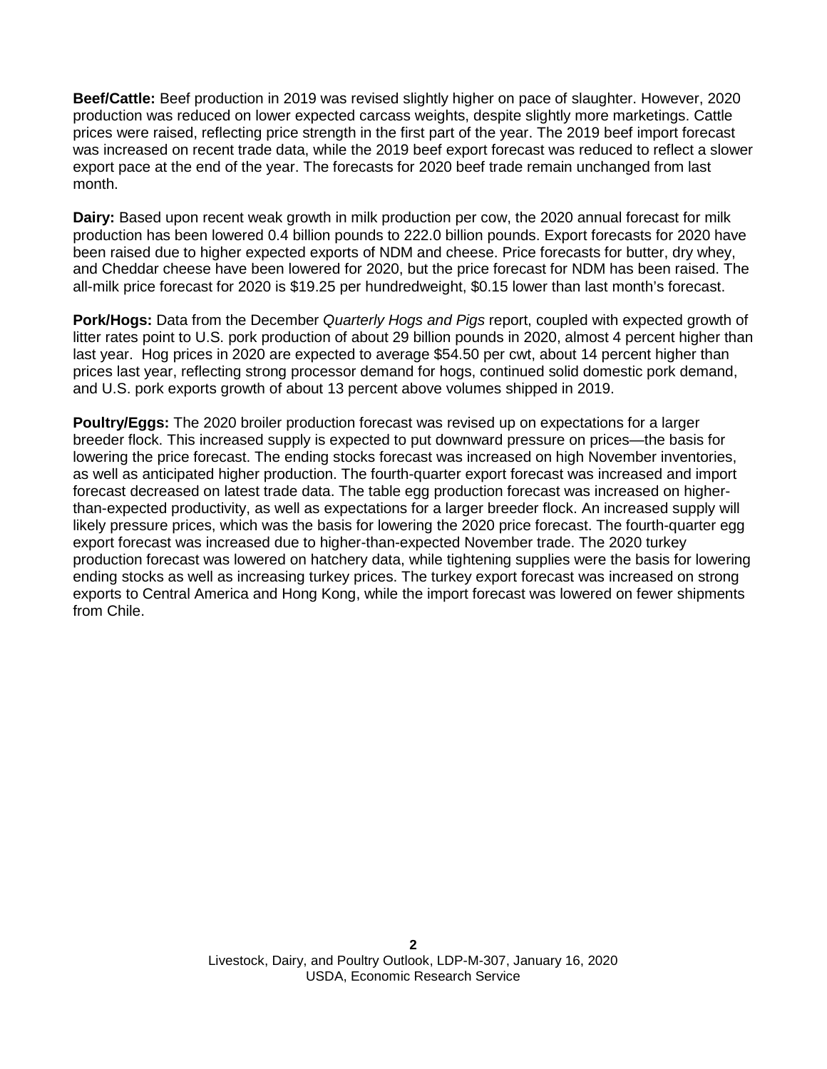**Beef/Cattle:** Beef production in 2019 was revised slightly higher on pace of slaughter. However, 2020 production was reduced on lower expected carcass weights, despite slightly more marketings. Cattle prices were raised, reflecting price strength in the first part of the year. The 2019 beef import forecast was increased on recent trade data, while the 2019 beef export forecast was reduced to reflect a slower export pace at the end of the year. The forecasts for 2020 beef trade remain unchanged from last month.

**Dairy:** Based upon recent weak growth in milk production per cow, the 2020 annual forecast for milk production has been lowered 0.4 billion pounds to 222.0 billion pounds. Export forecasts for 2020 have been raised due to higher expected exports of NDM and cheese. Price forecasts for butter, dry whey, and Cheddar cheese have been lowered for 2020, but the price forecast for NDM has been raised. The all-milk price forecast for 2020 is $19.25 per hundredweight, $0.15 lower than last month's forecast.

**Pork/Hogs:** Data from the December *Quarterly Hogs and Pigs* report, coupled with expected growth of litter rates point to U.S. pork production of about 29 billion pounds in 2020, almost 4 percent higher than last year. Hog prices in 2020 are expected to average $54.50 per cwt, about 14 percent higher than prices last year, reflecting strong processor demand for hogs, continued solid domestic pork demand, and U.S. pork exports growth of about 13 percent above volumes shipped in 2019.

**Poultry/Eggs:** The 2020 broiler production forecast was revised up on expectations for a larger breeder flock. This increased supply is expected to put downward pressure on prices—the basis for lowering the price forecast. The ending stocks forecast was increased on high November inventories, as well as anticipated higher production. The fourth-quarter export forecast was increased and import forecast decreased on latest trade data. The table egg production forecast was increased on higher-than-expected productivity, as well as expectations for a larger breeder flock. An increased supply will likely pressure prices, which was the basis for lowering the 2020 price forecast. The fourth-quarter egg export forecast was increased due to higher-than-expected November trade. The 2020 turkey production forecast was lowered on hatchery data, while tightening supplies were the basis for lowering ending stocks as well as increasing turkey prices. The turkey export forecast was increased on strong exports to Central America and Hong Kong, while the import forecast was lowered on fewer shipments from Chile.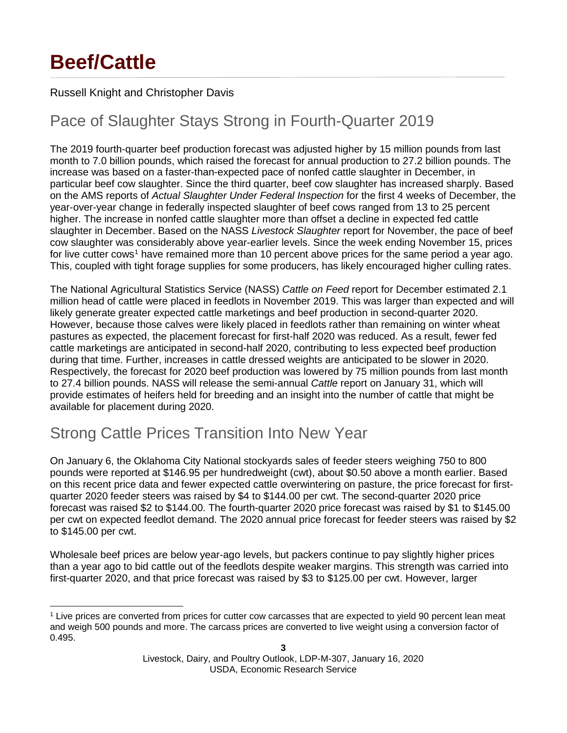# Beef/Cattle

Russell Knight and Christopher Davis

## Pace of Slaughter Stays Strong in Fourth-Quarter 2019

The 2019 fourth-quarter beef production forecast was adjusted higher by 15 million pounds from last month to 7.0 billion pounds, which raised the forecast for annual production to 27.2 billion pounds. The increase was based on a faster-than-expected pace of nonfed cattle slaughter in December, in particular beef cow slaughter. Since the third quarter, beef cow slaughter has increased sharply. Based on the AMS reports of *Actual Slaughter Under Federal Inspection* for the first 4 weeks of December, the year-over-year change in federally inspected slaughter of beef cows ranged from 13 to 25 percent higher. The increase in nonfed cattle slaughter more than offset a decline in expected fed cattle slaughter in December. Based on the NASS *Livestock Slaughter* report for November, the pace of beef cow slaughter was considerably above year-earlier levels. Since the week ending November 15, prices for live cutter cows[1] have remained more than 10 percent above prices for the same period a year ago. This, coupled with tight forage supplies for some producers, has likely encouraged higher culling rates.

The National Agricultural Statistics Service (NASS) *Cattle on Feed* report for December estimated 2.1 million head of cattle were placed in feedlots in November 2019. This was larger than expected and will likely generate greater expected cattle marketings and beef production in second-quarter 2020. However, because those calves were likely placed in feedlots rather than remaining on winter wheat pastures as expected, the placement forecast for first-half 2020 was reduced. As a result, fewer fed cattle marketings are anticipated in second-half 2020, contributing to less expected beef production during that time. Further, increases in cattle dressed weights are anticipated to be slower in 2020. Respectively, the forecast for 2020 beef production was lowered by 75 million pounds from last month to 27.4 billion pounds. NASS will release the semi-annual *Cattle* report on January 31, which will provide estimates of heifers held for breeding and an insight into the number of cattle that might be available for placement during 2020.

## Strong Cattle Prices Transition Into New Year

On January 6, the Oklahoma City National stockyards sales of feeder steers weighing 750 to 800 pounds were reported at $146.95 per hundredweight (cwt), about $0.50 above a month earlier. Based on this recent price data and fewer expected cattle overwintering on pasture, the price forecast for first-quarter 2020 feeder steers was raised by $4 to $144.00 per cwt. The second-quarter 2020 price forecast was raised $2 to $144.00. The fourth-quarter 2020 price forecast was raised by $1 to $145.00 per cwt on expected feedlot demand. The 2020 annual price forecast for feeder steers was raised by $2 to $145.00 per cwt.

Wholesale beef prices are below year-ago levels, but packers continue to pay slightly higher prices than a year ago to bid cattle out of the feedlots despite weaker margins. This strength was carried into first-quarter 2020, and that price forecast was raised by $3 to $125.00 per cwt. However, larger

[1] Live prices are converted from prices for cutter cow carcasses that are expected to yield 90 percent lean meat and weigh 500 pounds and more. The carcass prices are converted to live weight using a conversion factor of 0.495.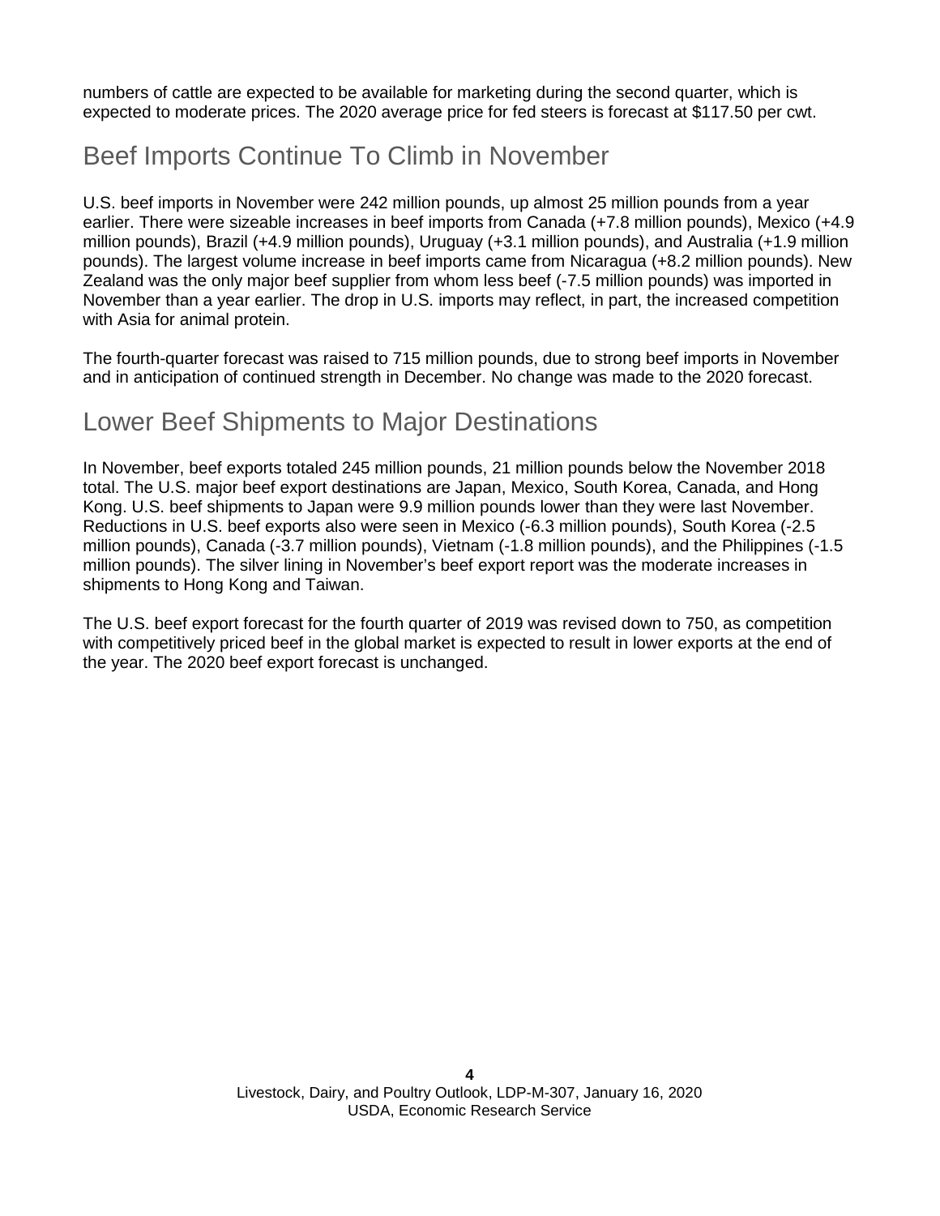numbers of cattle are expected to be available for marketing during the second quarter, which is expected to moderate prices. The 2020 average price for fed steers is forecast at $117.50 per cwt.

## Beef Imports Continue To Climb in November

U.S. beef imports in November were 242 million pounds, up almost 25 million pounds from a year earlier. There were sizeable increases in beef imports from Canada (+7.8 million pounds), Mexico (+4.9 million pounds), Brazil (+4.9 million pounds), Uruguay (+3.1 million pounds), and Australia (+1.9 million pounds). The largest volume increase in beef imports came from Nicaragua (+8.2 million pounds). New Zealand was the only major beef supplier from whom less beef (-7.5 million pounds) was imported in November than a year earlier. The drop in U.S. imports may reflect, in part, the increased competition with Asia for animal protein.

The fourth-quarter forecast was raised to 715 million pounds, due to strong beef imports in November and in anticipation of continued strength in December. No change was made to the 2020 forecast.

## Lower Beef Shipments to Major Destinations

In November, beef exports totaled 245 million pounds, 21 million pounds below the November 2018 total. The U.S. major beef export destinations are Japan, Mexico, South Korea, Canada, and Hong Kong. U.S. beef shipments to Japan were 9.9 million pounds lower than they were last November. Reductions in U.S. beef exports also were seen in Mexico (-6.3 million pounds), South Korea (-2.5 million pounds), Canada (-3.7 million pounds), Vietnam (-1.8 million pounds), and the Philippines (-1.5 million pounds). The silver lining in November's beef export report was the moderate increases in shipments to Hong Kong and Taiwan.

The U.S. beef export forecast for the fourth quarter of 2019 was revised down to 750, as competition with competitively priced beef in the global market is expected to result in lower exports at the end of the year. The 2020 beef export forecast is unchanged.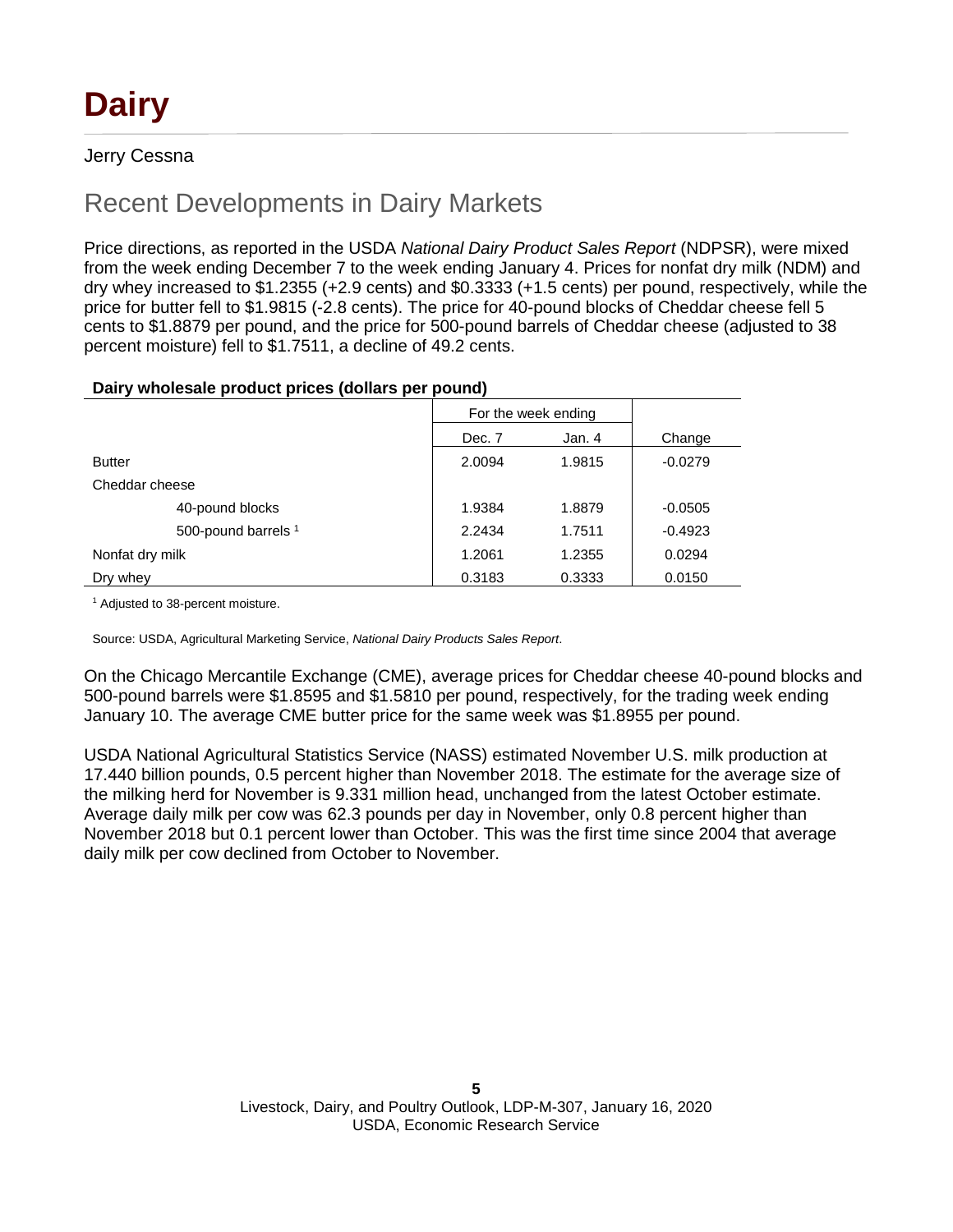# Dairy

Jerry Cessna

## Recent Developments in Dairy Markets

Price directions, as reported in the USDA *National Dairy Product Sales Report* (NDPSR), were mixed from the week ending December 7 to the week ending January 4. Prices for nonfat dry milk (NDM) and dry whey increased to $1.2355 (+2.9 cents) and $0.3333 (+1.5 cents) per pound, respectively, while the price for butter fell to $1.9815 (-2.8 cents). The price for 40-pound blocks of Cheddar cheese fell 5 cents to $1.8879 per pound, and the price for 500-pound barrels of Cheddar cheese (adjusted to 38 percent moisture) fell to $1.7511, a decline of 49.2 cents.

**Dairy wholesale product prices (dollars per pound)**

| | For the week ending | | |
|---|---|---|---|
| | Dec. 7 | Jan. 4 | Change |
| Butter | 2.0094 | 1.9815 | -0.0279 |
| Cheddar cheese | | | |
| 40-pound blocks | 1.9384 | 1.8879 | -0.0505 |
| 500-pound barrels [1] | 2.2434 | 1.7511 | -0.4923 |
| Nonfat dry milk | 1.2061 | 1.2355 | 0.0294 |
| Dry whey | 0.3183 | 0.3333 | 0.0150 |

[1] Adjusted to 38-percent moisture.

Source: USDA, Agricultural Marketing Service, *National Dairy Products Sales Report*.

On the Chicago Mercantile Exchange (CME), average prices for Cheddar cheese 40-pound blocks and 500-pound barrels were $1.8595 and $1.5810 per pound, respectively, for the trading week ending January 10. The average CME butter price for the same week was $1.8955 per pound.

USDA National Agricultural Statistics Service (NASS) estimated November U.S. milk production at 17.440 billion pounds, 0.5 percent higher than November 2018. The estimate for the average size of the milking herd for November is 9.331 million head, unchanged from the latest October estimate. Average daily milk per cow was 62.3 pounds per day in November, only 0.8 percent higher than November 2018 but 0.1 percent lower than October. This was the first time since 2004 that average daily milk per cow declined from October to November.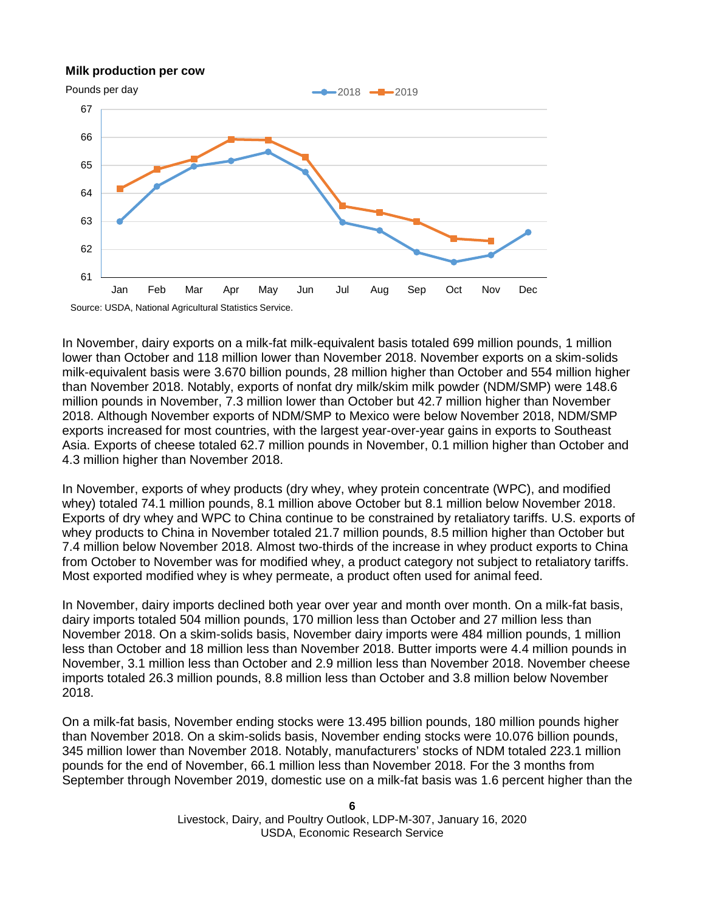**Milk production per cow**

Pounds per day

Source: USDA, National Agricultural Statistics Service.

In November, dairy exports on a milk-fat milk-equivalent basis totaled 699 million pounds, 1 million lower than October and 118 million lower than November 2018. November exports on a skim-solids milk-equivalent basis were 3.670 billion pounds, 28 million higher than October and 554 million higher than November 2018. Notably, exports of nonfat dry milk/skim milk powder (NDM/SMP) were 148.6 million pounds in November, 7.3 million lower than October but 42.7 million higher than November 2018. Although November exports of NDM/SMP to Mexico were below November 2018, NDM/SMP exports increased for most countries, with the largest year-over-year gains in exports to Southeast Asia. Exports of cheese totaled 62.7 million pounds in November, 0.1 million higher than October and 4.3 million higher than November 2018.

In November, exports of whey products (dry whey, whey protein concentrate (WPC), and modified whey) totaled 74.1 million pounds, 8.1 million above October but 8.1 million below November 2018. Exports of dry whey and WPC to China continue to be constrained by retaliatory tariffs. U.S. exports of whey products to China in November totaled 21.7 million pounds, 8.5 million higher than October but 7.4 million below November 2018. Almost two-thirds of the increase in whey product exports to China from October to November was for modified whey, a product category not subject to retaliatory tariffs. Most exported modified whey is whey permeate, a product often used for animal feed.

In November, dairy imports declined both year over year and month over month. On a milk-fat basis, dairy imports totaled 504 million pounds, 170 million less than October and 27 million less than November 2018. On a skim-solids basis, November dairy imports were 484 million pounds, 1 million less than October and 18 million less than November 2018. Butter imports were 4.4 million pounds in November, 3.1 million less than October and 2.9 million less than November 2018. November cheese imports totaled 26.3 million pounds, 8.8 million less than October and 3.8 million below November 2018.

On a milk-fat basis, November ending stocks were 13.495 billion pounds, 180 million pounds higher than November 2018. On a skim-solids basis, November ending stocks were 10.076 billion pounds, 345 million lower than November 2018. Notably, manufacturers' stocks of NDM totaled 223.1 million pounds for the end of November, 66.1 million less than November 2018. For the 3 months from September through November 2019, domestic use on a milk-fat basis was 1.6 percent higher than the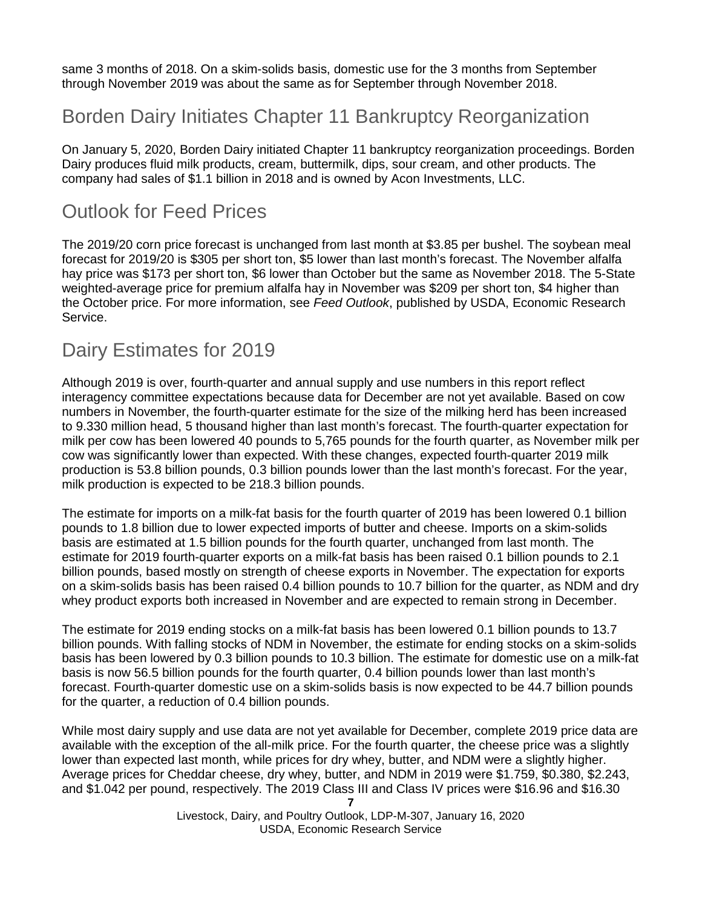same 3 months of 2018. On a skim-solids basis, domestic use for the 3 months from September through November 2019 was about the same as for September through November 2018.

## Borden Dairy Initiates Chapter 11 Bankruptcy Reorganization

On January 5, 2020, Borden Dairy initiated Chapter 11 bankruptcy reorganization proceedings. Borden Dairy produces fluid milk products, cream, buttermilk, dips, sour cream, and other products. The company had sales of $1.1 billion in 2018 and is owned by Acon Investments, LLC.

## Outlook for Feed Prices

The 2019/20 corn price forecast is unchanged from last month at $3.85 per bushel. The soybean meal forecast for 2019/20 is $305 per short ton, $5 lower than last month's forecast. The November alfalfa hay price was $173 per short ton, $6 lower than October but the same as November 2018. The 5-State weighted-average price for premium alfalfa hay in November was $209 per short ton, $4 higher than the October price. For more information, see *Feed Outlook*, published by USDA, Economic Research Service.

## Dairy Estimates for 2019

Although 2019 is over, fourth-quarter and annual supply and use numbers in this report reflect interagency committee expectations because data for December are not yet available. Based on cow numbers in November, the fourth-quarter estimate for the size of the milking herd has been increased to 9.330 million head, 5 thousand higher than last month's forecast. The fourth-quarter expectation for milk per cow has been lowered 40 pounds to 5,765 pounds for the fourth quarter, as November milk per cow was significantly lower than expected. With these changes, expected fourth-quarter 2019 milk production is 53.8 billion pounds, 0.3 billion pounds lower than the last month's forecast. For the year, milk production is expected to be 218.3 billion pounds.

The estimate for imports on a milk-fat basis for the fourth quarter of 2019 has been lowered 0.1 billion pounds to 1.8 billion due to lower expected imports of butter and cheese. Imports on a skim-solids basis are estimated at 1.5 billion pounds for the fourth quarter, unchanged from last month. The estimate for 2019 fourth-quarter exports on a milk-fat basis has been raised 0.1 billion pounds to 2.1 billion pounds, based mostly on strength of cheese exports in November. The expectation for exports on a skim-solids basis has been raised 0.4 billion pounds to 10.7 billion for the quarter, as NDM and dry whey product exports both increased in November and are expected to remain strong in December.

The estimate for 2019 ending stocks on a milk-fat basis has been lowered 0.1 billion pounds to 13.7 billion pounds. With falling stocks of NDM in November, the estimate for ending stocks on a skim-solids basis has been lowered by 0.3 billion pounds to 10.3 billion. The estimate for domestic use on a milk-fat basis is now 56.5 billion pounds for the fourth quarter, 0.4 billion pounds lower than last month's forecast. Fourth-quarter domestic use on a skim-solids basis is now expected to be 44.7 billion pounds for the quarter, a reduction of 0.4 billion pounds.

While most dairy supply and use data are not yet available for December, complete 2019 price data are available with the exception of the all-milk price. For the fourth quarter, the cheese price was a slightly lower than expected last month, while prices for dry whey, butter, and NDM were a slightly higher. Average prices for Cheddar cheese, dry whey, butter, and NDM in 2019 were $1.759, $0.380, $2.243, and $1.042 per pound, respectively. The 2019 Class III and Class IV prices were $16.96 and $16.30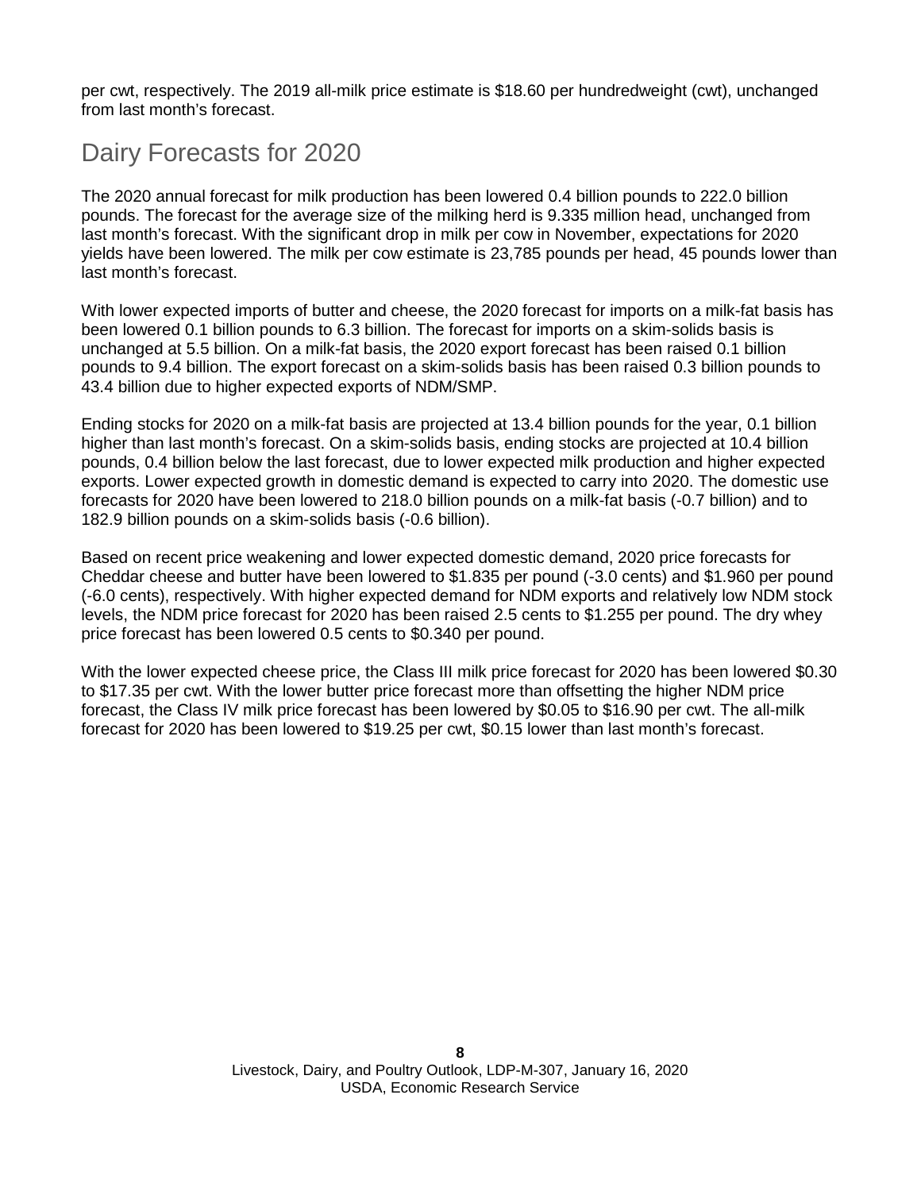per cwt, respectively. The 2019 all-milk price estimate is $18.60 per hundredweight (cwt), unchanged from last month's forecast.

## Dairy Forecasts for 2020

The 2020 annual forecast for milk production has been lowered 0.4 billion pounds to 222.0 billion pounds. The forecast for the average size of the milking herd is 9.335 million head, unchanged from last month's forecast. With the significant drop in milk per cow in November, expectations for 2020 yields have been lowered. The milk per cow estimate is 23,785 pounds per head, 45 pounds lower than last month's forecast.

With lower expected imports of butter and cheese, the 2020 forecast for imports on a milk-fat basis has been lowered 0.1 billion pounds to 6.3 billion. The forecast for imports on a skim-solids basis is unchanged at 5.5 billion. On a milk-fat basis, the 2020 export forecast has been raised 0.1 billion pounds to 9.4 billion. The export forecast on a skim-solids basis has been raised 0.3 billion pounds to 43.4 billion due to higher expected exports of NDM/SMP.

Ending stocks for 2020 on a milk-fat basis are projected at 13.4 billion pounds for the year, 0.1 billion higher than last month's forecast. On a skim-solids basis, ending stocks are projected at 10.4 billion pounds, 0.4 billion below the last forecast, due to lower expected milk production and higher expected exports. Lower expected growth in domestic demand is expected to carry into 2020. The domestic use forecasts for 2020 have been lowered to 218.0 billion pounds on a milk-fat basis (-0.7 billion) and to 182.9 billion pounds on a skim-solids basis (-0.6 billion).

Based on recent price weakening and lower expected domestic demand, 2020 price forecasts for Cheddar cheese and butter have been lowered to $1.835 per pound (-3.0 cents) and $1.960 per pound (-6.0 cents), respectively. With higher expected demand for NDM exports and relatively low NDM stock levels, the NDM price forecast for 2020 has been raised 2.5 cents to $1.255 per pound. The dry whey price forecast has been lowered 0.5 cents to $0.340 per pound.

With the lower expected cheese price, the Class III milk price forecast for 2020 has been lowered $0.30 to $17.35 per cwt. With the lower butter price forecast more than offsetting the higher NDM price forecast, the Class IV milk price forecast has been lowered by $0.05 to $16.90 per cwt. The all-milk forecast for 2020 has been lowered to $19.25 per cwt, $0.15 lower than last month's forecast.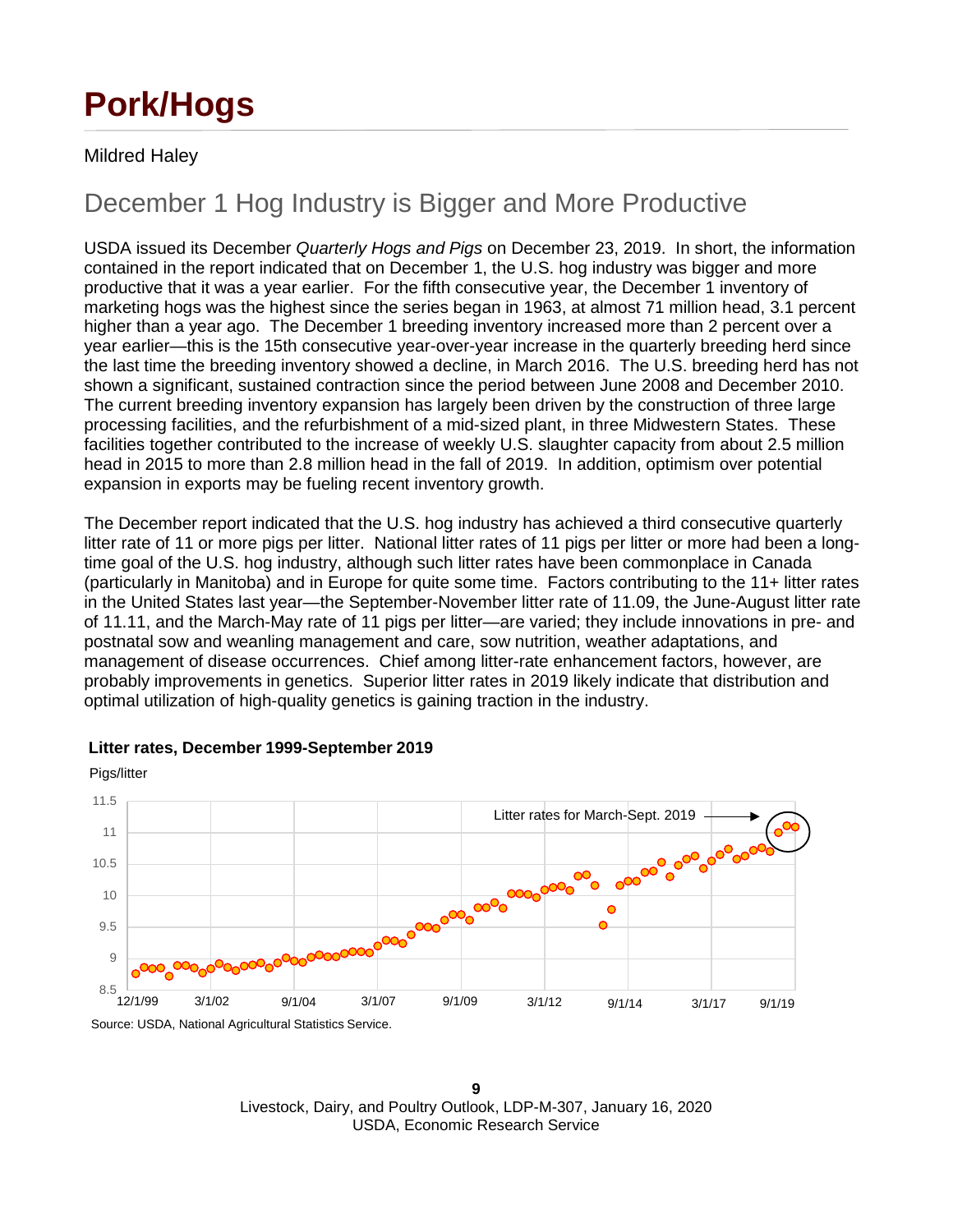# Pork/Hogs

Mildred Haley

## December 1 Hog Industry is Bigger and More Productive

USDA issued its December *Quarterly Hogs and Pigs* on December 23, 2019. In short, the information contained in the report indicated that on December 1, the U.S. hog industry was bigger and more productive that it was a year earlier. For the fifth consecutive year, the December 1 inventory of marketing hogs was the highest since the series began in 1963, at almost 71 million head, 3.1 percent higher than a year ago. The December 1 breeding inventory increased more than 2 percent over a year earlier—this is the 15th consecutive year-over-year increase in the quarterly breeding herd since the last time the breeding inventory showed a decline, in March 2016. The U.S. breeding herd has not shown a significant, sustained contraction since the period between June 2008 and December 2010. The current breeding inventory expansion has largely been driven by the construction of three large processing facilities, and the refurbishment of a mid-sized plant, in three Midwestern States. These facilities together contributed to the increase of weekly U.S. slaughter capacity from about 2.5 million head in 2015 to more than 2.8 million head in the fall of 2019. In addition, optimism over potential expansion in exports may be fueling recent inventory growth.

The December report indicated that the U.S. hog industry has achieved a third consecutive quarterly litter rate of 11 or more pigs per litter. National litter rates of 11 pigs per litter or more had been a long-time goal of the U.S. hog industry, although such litter rates have been commonplace in Canada (particularly in Manitoba) and in Europe for quite some time. Factors contributing to the 11+ litter rates in the United States last year—the September-November litter rate of 11.09, the June-August litter rate of 11.11, and the March-May rate of 11 pigs per litter—are varied; they include innovations in pre- and postnatal sow and weanling management and care, sow nutrition, weather adaptations, and management of disease occurrences. Chief among litter-rate enhancement factors, however, are probably improvements in genetics. Superior litter rates in 2019 likely indicate that distribution and optimal utilization of high-quality genetics is gaining traction in the industry.

**Litter rates, December 1999-September 2019**

Pigs/litter

Litter rates for March-Sept. 2019

Source: USDA, National Agricultural Statistics Service.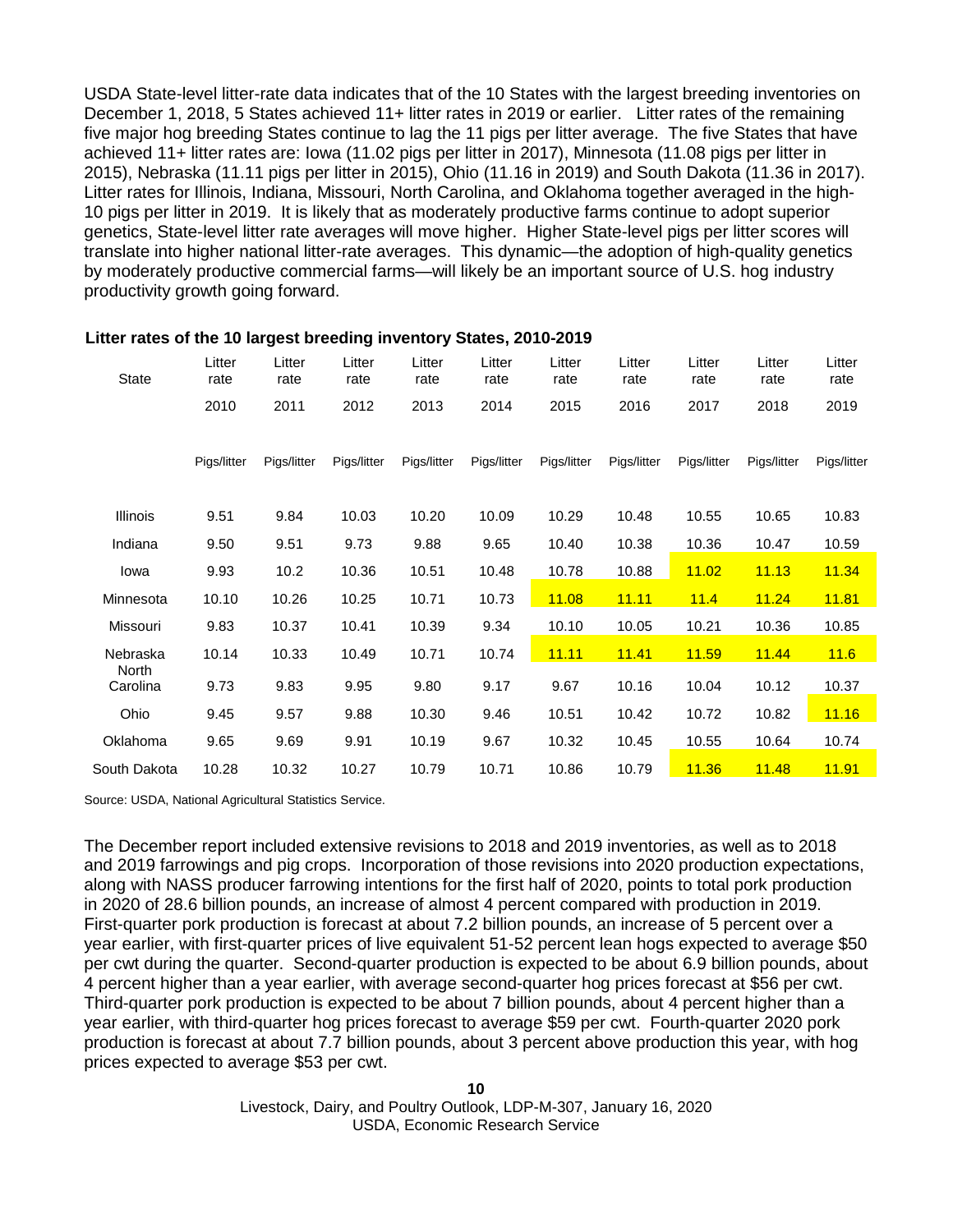USDA State-level litter-rate data indicates that of the 10 States with the largest breeding inventories on December 1, 2018, 5 States achieved 11+ litter rates in 2019 or earlier. Litter rates of the remaining five major hog breeding States continue to lag the 11 pigs per litter average. The five States that have achieved 11+ litter rates are: Iowa (11.02 pigs per litter in 2017), Minnesota (11.08 pigs per litter in 2015), Nebraska (11.11 pigs per litter in 2015), Ohio (11.16 in 2019) and South Dakota (11.36 in 2017). Litter rates for Illinois, Indiana, Missouri, North Carolina, and Oklahoma together averaged in the high-10 pigs per litter in 2019. It is likely that as moderately productive farms continue to adopt superior genetics, State-level litter rate averages will move higher. Higher State-level pigs per litter scores will translate into higher national litter-rate averages. This dynamic—the adoption of high-quality genetics by moderately productive commercial farms—will likely be an important source of U.S. hog industry productivity growth going forward.

**Litter rates of the 10 largest breeding inventory States, 2010-2019**

| State | Litter rate 2010 | Litter rate 2011 | Litter rate 2012 | Litter rate 2013 | Litter rate 2014 | Litter rate 2015 | Litter rate 2016 | Litter rate 2017 | Litter rate 2018 | Litter rate 2019 |
|---|---|---|---|---|---|---|---|---|---|---|
| | Pigs/litter | Pigs/litter | Pigs/litter | Pigs/litter | Pigs/litter | Pigs/litter | Pigs/litter | Pigs/litter | Pigs/litter | Pigs/litter |
| Illinois | 9.51 | 9.84 | 10.03 | 10.20 | 10.09 | 10.29 | 10.48 | 10.55 | 10.65 | 10.83 |
| Indiana | 9.50 | 9.51 | 9.73 | 9.88 | 9.65 | 10.40 | 10.38 | 10.36 | 10.47 | 10.59 |
| Iowa | 9.93 | 10.2 | 10.36 | 10.51 | 10.48 | 10.78 | 10.88 | 11.02 | 11.13 | 11.34 |
| Minnesota | 10.10 | 10.26 | 10.25 | 10.71 | 10.73 | 11.08 | 11.11 | 11.4 | 11.24 | 11.81 |
| Missouri | 9.83 | 10.37 | 10.41 | 10.39 | 9.34 | 10.10 | 10.05 | 10.21 | 10.36 | 10.85 |
| Nebraska | 10.14 | 10.33 | 10.49 | 10.71 | 10.74 | 11.11 | 11.41 | 11.59 | 11.44 | 11.6 |
| North Carolina | 9.73 | 9.83 | 9.95 | 9.80 | 9.17 | 9.67 | 10.16 | 10.04 | 10.12 | 10.37 |
| Ohio | 9.45 | 9.57 | 9.88 | 10.30 | 9.46 | 10.51 | 10.42 | 10.72 | 10.82 | 11.16 |
| Oklahoma | 9.65 | 9.69 | 9.91 | 10.19 | 9.67 | 10.32 | 10.45 | 10.55 | 10.64 | 10.74 |
| South Dakota | 10.28 | 10.32 | 10.27 | 10.79 | 10.71 | 10.86 | 10.79 | 11.36 | 11.48 | 11.91 |

Source: USDA, National Agricultural Statistics Service.

The December report included extensive revisions to 2018 and 2019 inventories, as well as to 2018 and 2019 farrowings and pig crops. Incorporation of those revisions into 2020 production expectations, along with NASS producer farrowing intentions for the first half of 2020, points to total pork production in 2020 of 28.6 billion pounds, an increase of almost 4 percent compared with production in 2019. First-quarter pork production is forecast at about 7.2 billion pounds, an increase of 5 percent over a year earlier, with first-quarter prices of live equivalent 51-52 percent lean hogs expected to average $50 per cwt during the quarter. Second-quarter production is expected to be about 6.9 billion pounds, about 4 percent higher than a year earlier, with average second-quarter hog prices forecast at $56 per cwt. Third-quarter pork production is expected to be about 7 billion pounds, about 4 percent higher than a year earlier, with third-quarter hog prices forecast to average $59 per cwt. Fourth-quarter 2020 pork production is forecast at about 7.7 billion pounds, about 3 percent above production this year, with hog prices expected to average $53 per cwt.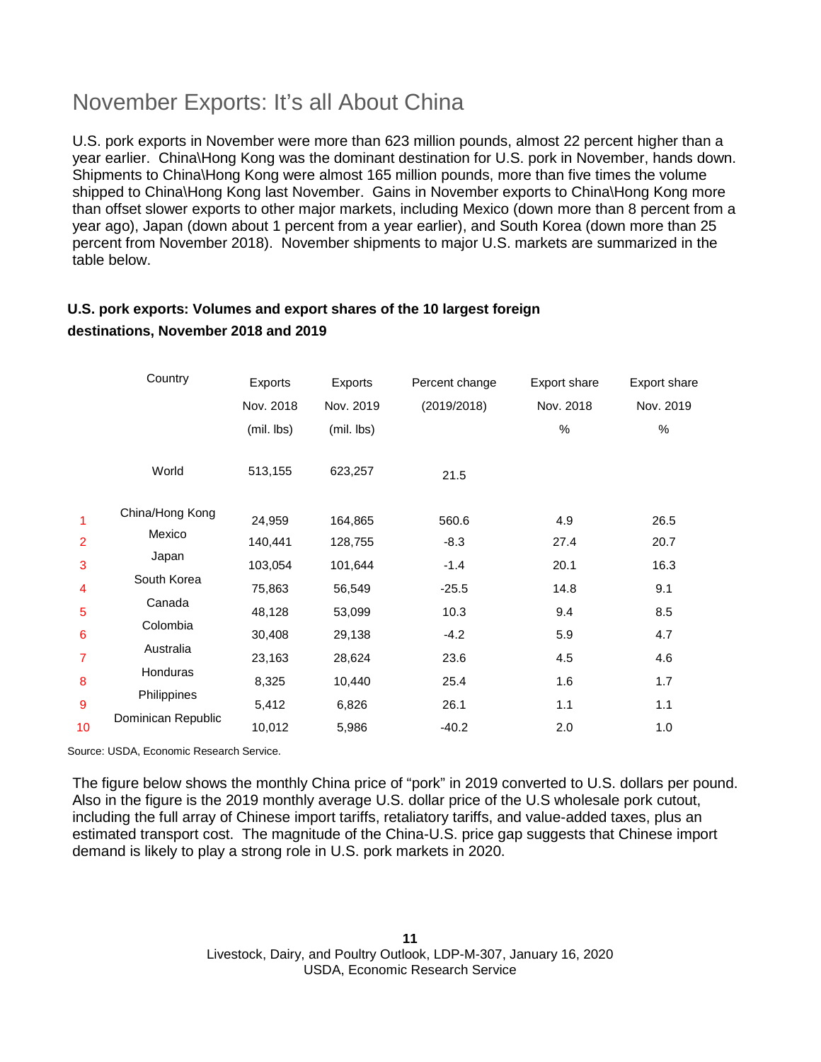# November Exports: It's all About China

U.S. pork exports in November were more than 623 million pounds, almost 22 percent higher than a year earlier. China\Hong Kong was the dominant destination for U.S. pork in November, hands down. Shipments to China\Hong Kong were almost 165 million pounds, more than five times the volume shipped to China\Hong Kong last November. Gains in November exports to China\Hong Kong more than offset slower exports to other major markets, including Mexico (down more than 8 percent from a year ago), Japan (down about 1 percent from a year earlier), and South Korea (down more than 25 percent from November 2018). November shipments to major U.S. markets are summarized in the table below.

**U.S. pork exports: Volumes and export shares of the 10 largest foreign destinations, November 2018 and 2019**

| | Country | Exports Nov. 2018 (mil. lbs) | Exports Nov. 2019 (mil. lbs) | Percent change (2019/2018) | Export share Nov. 2018 % | Export share Nov. 2019 % |
|---|---|---|---|---|---|---|
| | World | 513,155 | 623,257 | 21.5 | | |
| 1 | China/Hong Kong | 24,959 | 164,865 | 560.6 | 4.9 | 26.5 |
| 2 | Mexico | 140,441 | 128,755 | -8.3 | 27.4 | 20.7 |
| 3 | Japan | 103,054 | 101,644 | -1.4 | 20.1 | 16.3 |
| 4 | South Korea | 75,863 | 56,549 | -25.5 | 14.8 | 9.1 |
| 5 | Canada | 48,128 | 53,099 | 10.3 | 9.4 | 8.5 |
| 6 | Colombia | 30,408 | 29,138 | -4.2 | 5.9 | 4.7 |
| 7 | Australia | 23,163 | 28,624 | 23.6 | 4.5 | 4.6 |
| 8 | Honduras | 8,325 | 10,440 | 25.4 | 1.6 | 1.7 |
| 9 | Philippines | 5,412 | 6,826 | 26.1 | 1.1 | 1.1 |
| 10 | Dominican Republic | 10,012 | 5,986 | -40.2 | 2.0 | 1.0 |

Source: USDA, Economic Research Service.

The figure below shows the monthly China price of "pork" in 2019 converted to U.S. dollars per pound. Also in the figure is the 2019 monthly average U.S. dollar price of the U.S wholesale pork cutout, including the full array of Chinese import tariffs, retaliatory tariffs, and value-added taxes, plus an estimated transport cost. The magnitude of the China-U.S. price gap suggests that Chinese import demand is likely to play a strong role in U.S. pork markets in 2020.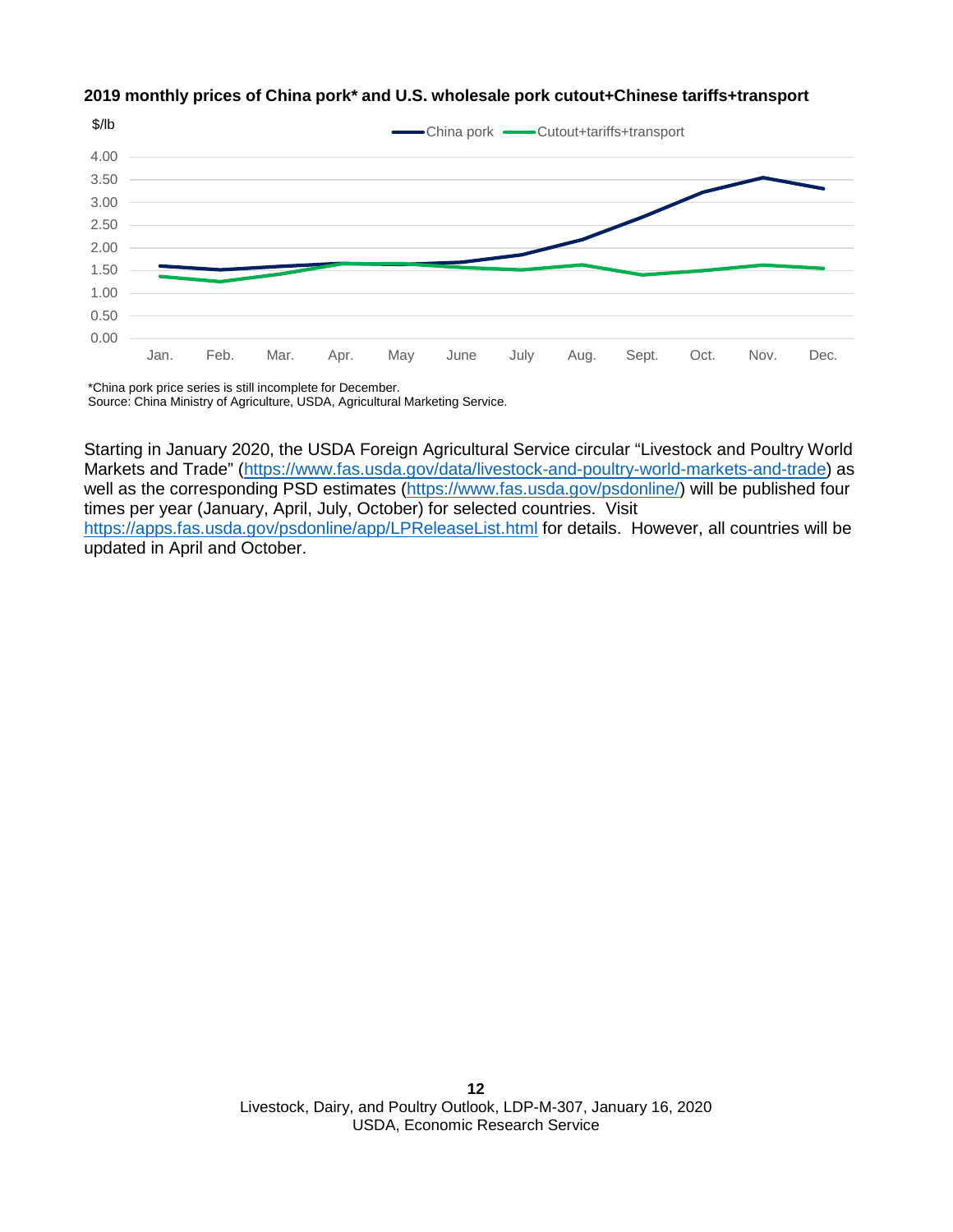**2019 monthly prices of China pork* and U.S. wholesale pork cutout+Chinese tariffs+transport**

*China pork price series is still incomplete for December.
Source: China Ministry of Agriculture, USDA, Agricultural Marketing Service.

Starting in January 2020, the USDA Foreign Agricultural Service circular "Livestock and Poultry World Markets and Trade" (https://www.fas.usda.gov/data/livestock-and-poultry-world-markets-and-trade) as well as the corresponding PSD estimates (https://www.fas.usda.gov/psdonline/) will be published four times per year (January, April, July, October) for selected countries. Visit https://apps.fas.usda.gov/psdonline/app/LPReleaseList.html for details. However, all countries will be updated in April and October.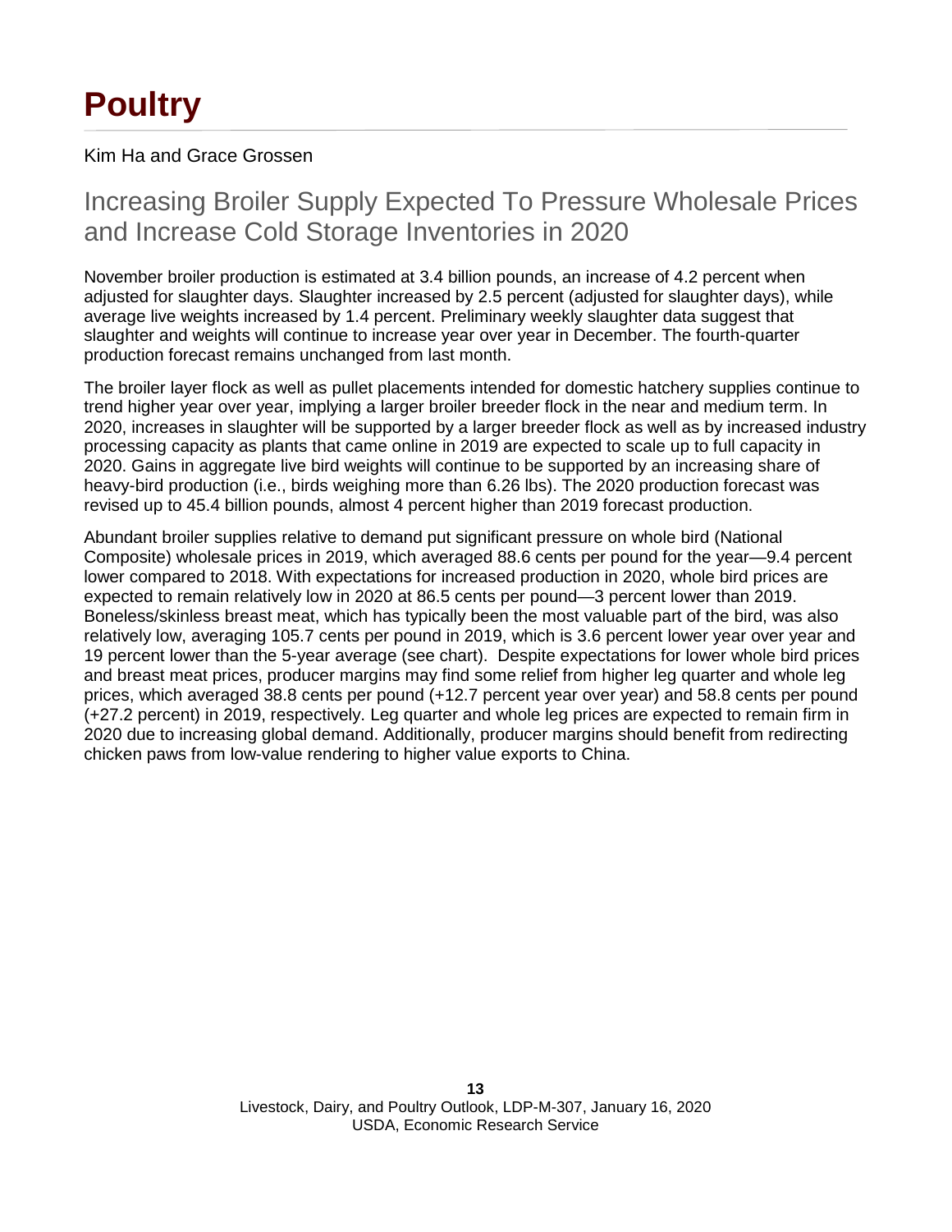# Poultry

Kim Ha and Grace Grossen

## Increasing Broiler Supply Expected To Pressure Wholesale Prices and Increase Cold Storage Inventories in 2020

November broiler production is estimated at 3.4 billion pounds, an increase of 4.2 percent when adjusted for slaughter days. Slaughter increased by 2.5 percent (adjusted for slaughter days), while average live weights increased by 1.4 percent. Preliminary weekly slaughter data suggest that slaughter and weights will continue to increase year over year in December. The fourth-quarter production forecast remains unchanged from last month.

The broiler layer flock as well as pullet placements intended for domestic hatchery supplies continue to trend higher year over year, implying a larger broiler breeder flock in the near and medium term. In 2020, increases in slaughter will be supported by a larger breeder flock as well as by increased industry processing capacity as plants that came online in 2019 are expected to scale up to full capacity in 2020. Gains in aggregate live bird weights will continue to be supported by an increasing share of heavy-bird production (i.e., birds weighing more than 6.26 lbs). The 2020 production forecast was revised up to 45.4 billion pounds, almost 4 percent higher than 2019 forecast production.

Abundant broiler supplies relative to demand put significant pressure on whole bird (National Composite) wholesale prices in 2019, which averaged 88.6 cents per pound for the year—9.4 percent lower compared to 2018. With expectations for increased production in 2020, whole bird prices are expected to remain relatively low in 2020 at 86.5 cents per pound—3 percent lower than 2019. Boneless/skinless breast meat, which has typically been the most valuable part of the bird, was also relatively low, averaging 105.7 cents per pound in 2019, which is 3.6 percent lower year over year and 19 percent lower than the 5-year average (see chart). Despite expectations for lower whole bird prices and breast meat prices, producer margins may find some relief from higher leg quarter and whole leg prices, which averaged 38.8 cents per pound (+12.7 percent year over year) and 58.8 cents per pound (+27.2 percent) in 2019, respectively. Leg quarter and whole leg prices are expected to remain firm in 2020 due to increasing global demand. Additionally, producer margins should benefit from redirecting chicken paws from low-value rendering to higher value exports to China.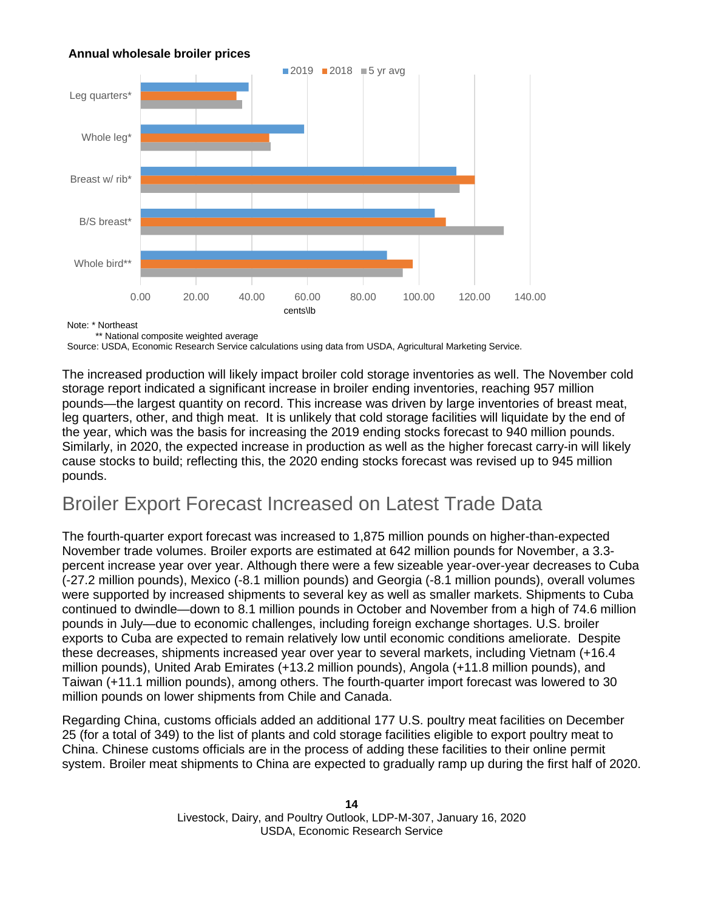**Annual wholesale broiler prices**

Note: * Northeast
** National composite weighted average
Source: USDA, Economic Research Service calculations using data from USDA, Agricultural Marketing Service.

The increased production will likely impact broiler cold storage inventories as well. The November cold storage report indicated a significant increase in broiler ending inventories, reaching 957 million pounds—the largest quantity on record. This increase was driven by large inventories of breast meat, leg quarters, other, and thigh meat. It is unlikely that cold storage facilities will liquidate by the end of the year, which was the basis for increasing the 2019 ending stocks forecast to 940 million pounds. Similarly, in 2020, the expected increase in production as well as the higher forecast carry-in will likely cause stocks to build; reflecting this, the 2020 ending stocks forecast was revised up to 945 million pounds.

## Broiler Export Forecast Increased on Latest Trade Data

The fourth-quarter export forecast was increased to 1,875 million pounds on higher-than-expected November trade volumes. Broiler exports are estimated at 642 million pounds for November, a 3.3-percent increase year over year. Although there were a few sizeable year-over-year decreases to Cuba (-27.2 million pounds), Mexico (-8.1 million pounds) and Georgia (-8.1 million pounds), overall volumes were supported by increased shipments to several key as well as smaller markets. Shipments to Cuba continued to dwindle—down to 8.1 million pounds in October and November from a high of 74.6 million pounds in July—due to economic challenges, including foreign exchange shortages. U.S. broiler exports to Cuba are expected to remain relatively low until economic conditions ameliorate. Despite these decreases, shipments increased year over year to several markets, including Vietnam (+16.4 million pounds), United Arab Emirates (+13.2 million pounds), Angola (+11.8 million pounds), and Taiwan (+11.1 million pounds), among others. The fourth-quarter import forecast was lowered to 30 million pounds on lower shipments from Chile and Canada.

Regarding China, customs officials added an additional 177 U.S. poultry meat facilities on December 25 (for a total of 349) to the list of plants and cold storage facilities eligible to export poultry meat to China. Chinese customs officials are in the process of adding these facilities to their online permit system. Broiler meat shipments to China are expected to gradually ramp up during the first half of 2020.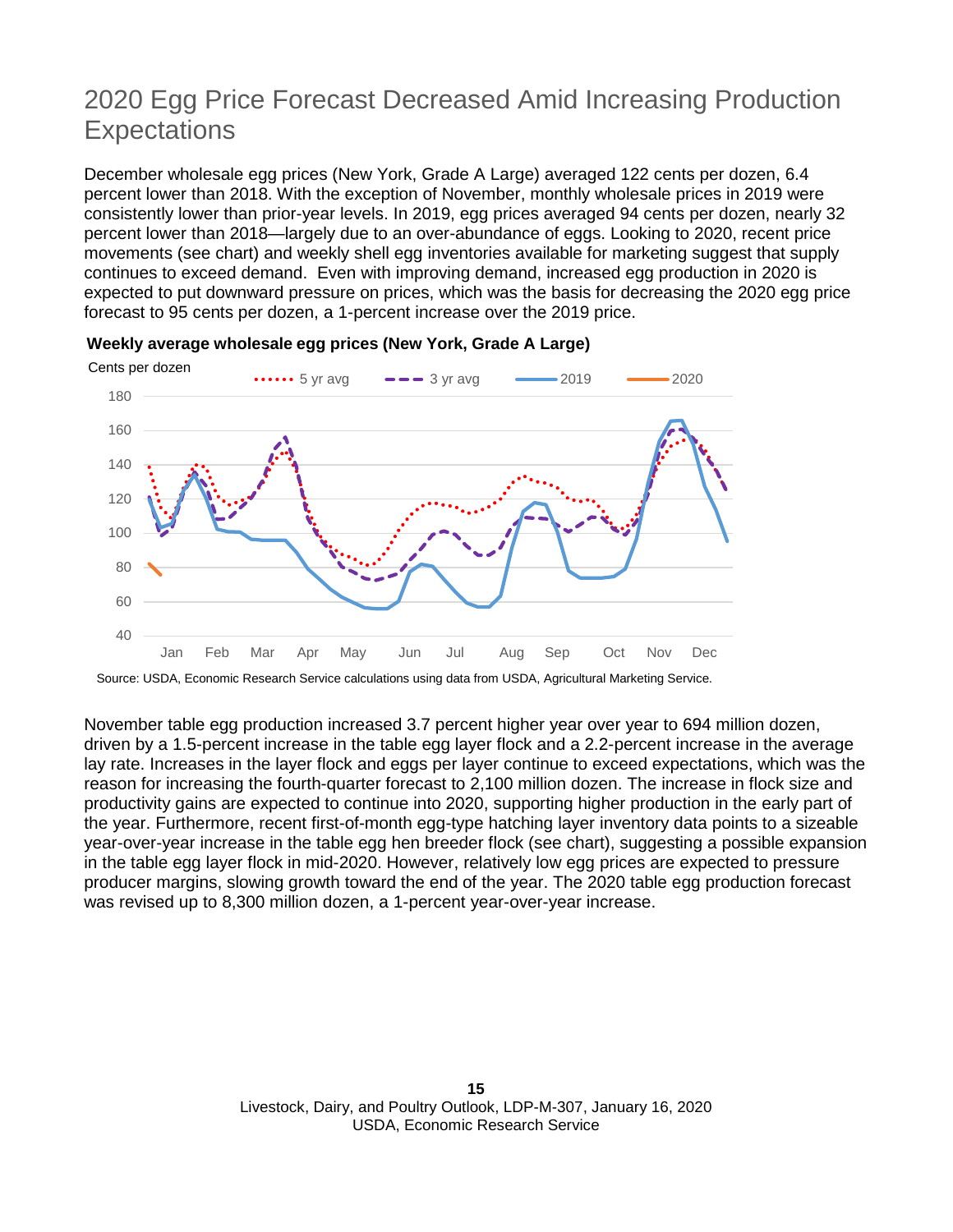# 2020 Egg Price Forecast Decreased Amid Increasing Production Expectations

December wholesale egg prices (New York, Grade A Large) averaged 122 cents per dozen, 6.4 percent lower than 2018. With the exception of November, monthly wholesale prices in 2019 were consistently lower than prior-year levels. In 2019, egg prices averaged 94 cents per dozen, nearly 32 percent lower than 2018—largely due to an over-abundance of eggs. Looking to 2020, recent price movements (see chart) and weekly shell egg inventories available for marketing suggest that supply continues to exceed demand. Even with improving demand, increased egg production in 2020 is expected to put downward pressure on prices, which was the basis for decreasing the 2020 egg price forecast to 95 cents per dozen, a 1-percent increase over the 2019 price.

**Weekly average wholesale egg prices (New York, Grade A Large)**

Cents per dozen

Legend: 5 yr avg, 3 yr avg, 2019, 2020

Source: USDA, Economic Research Service calculations using data from USDA, Agricultural Marketing Service.

November table egg production increased 3.7 percent higher year over year to 694 million dozen, driven by a 1.5-percent increase in the table egg layer flock and a 2.2-percent increase in the average lay rate. Increases in the layer flock and eggs per layer continue to exceed expectations, which was the reason for increasing the fourth-quarter forecast to 2,100 million dozen. The increase in flock size and productivity gains are expected to continue into 2020, supporting higher production in the early part of the year. Furthermore, recent first-of-month egg-type hatching layer inventory data points to a sizeable year-over-year increase in the table egg hen breeder flock (see chart), suggesting a possible expansion in the table egg layer flock in mid-2020. However, relatively low egg prices are expected to pressure producer margins, slowing growth toward the end of the year. The 2020 table egg production forecast was revised up to 8,300 million dozen, a 1-percent year-over-year increase.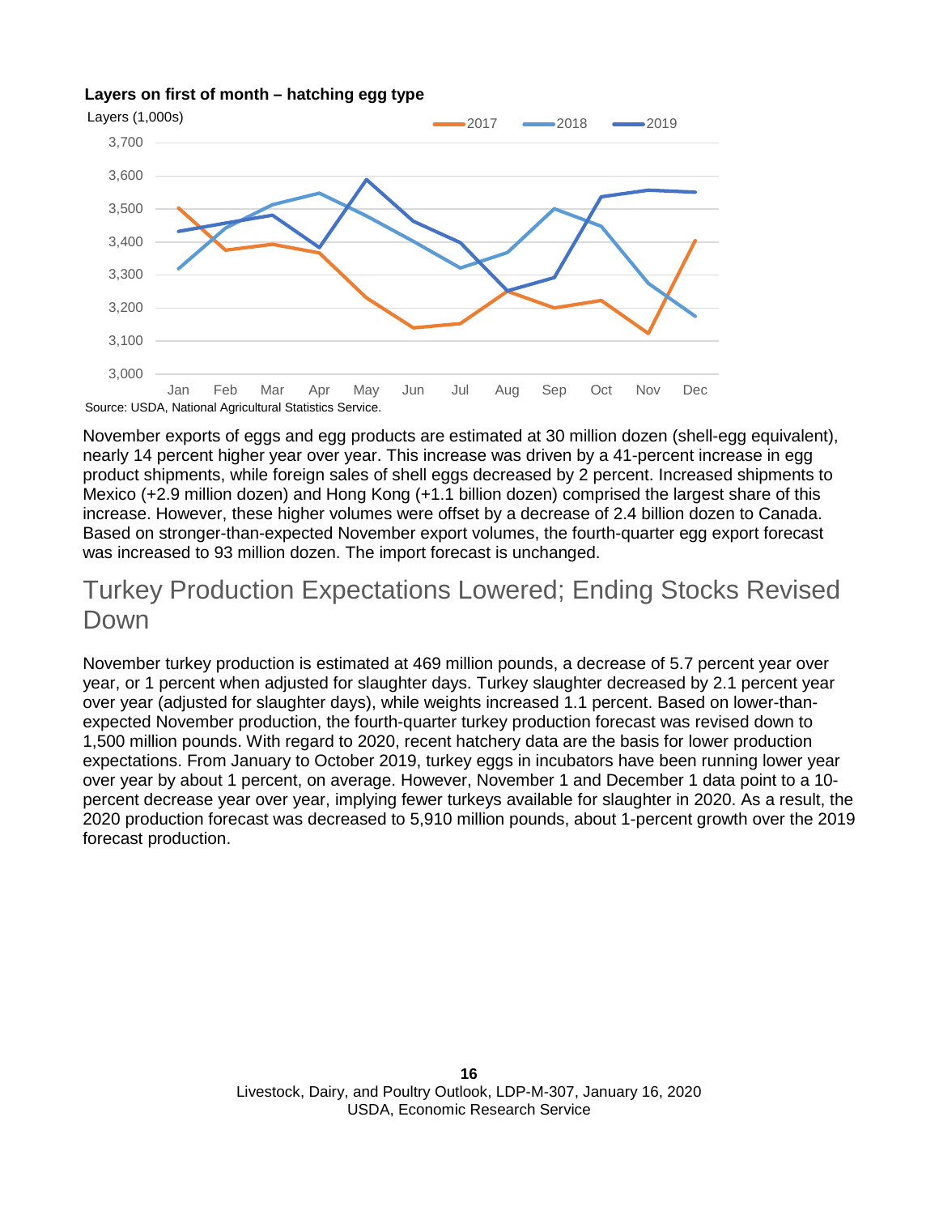**Layers on first of month – hatching egg type**

Layers (1,000s)

Source: USDA, National Agricultural Statistics Service.

November exports of eggs and egg products are estimated at 30 million dozen (shell-egg equivalent), nearly 14 percent higher year over year. This increase was driven by a 41-percent increase in egg product shipments, while foreign sales of shell eggs decreased by 2 percent. Increased shipments to Mexico (+2.9 million dozen) and Hong Kong (+1.1 billion dozen) comprised the largest share of this increase. However, these higher volumes were offset by a decrease of 2.4 billion dozen to Canada. Based on stronger-than-expected November export volumes, the fourth-quarter egg export forecast was increased to 93 million dozen. The import forecast is unchanged.

## Turkey Production Expectations Lowered; Ending Stocks Revised Down

November turkey production is estimated at 469 million pounds, a decrease of 5.7 percent year over year, or 1 percent when adjusted for slaughter days. Turkey slaughter decreased by 2.1 percent year over year (adjusted for slaughter days), while weights increased 1.1 percent. Based on lower-than-expected November production, the fourth-quarter turkey production forecast was revised down to 1,500 million pounds. With regard to 2020, recent hatchery data are the basis for lower production expectations. From January to October 2019, turkey eggs in incubators have been running lower year over year by about 1 percent, on average. However, November 1 and December 1 data point to a 10-percent decrease year over year, implying fewer turkeys available for slaughter in 2020. As a result, the 2020 production forecast was decreased to 5,910 million pounds, about 1-percent growth over the 2019 forecast production.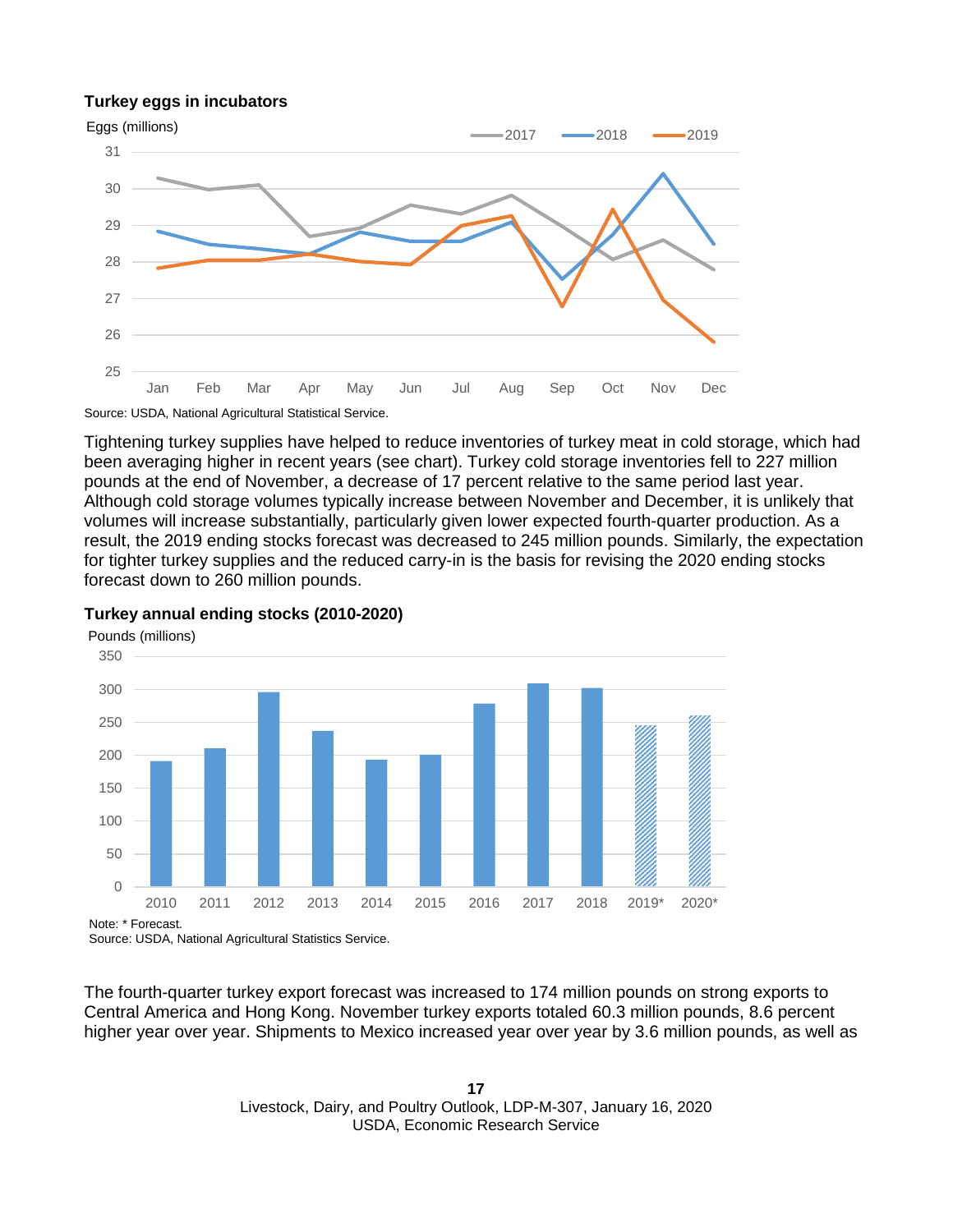**Turkey eggs in incubators**

Eggs (millions)

Source: USDA, National Agricultural Statistical Service.

Tightening turkey supplies have helped to reduce inventories of turkey meat in cold storage, which had been averaging higher in recent years (see chart). Turkey cold storage inventories fell to 227 million pounds at the end of November, a decrease of 17 percent relative to the same period last year. Although cold storage volumes typically increase between November and December, it is unlikely that volumes will increase substantially, particularly given lower expected fourth-quarter production. As a result, the 2019 ending stocks forecast was decreased to 245 million pounds. Similarly, the expectation for tighter turkey supplies and the reduced carry-in is the basis for revising the 2020 ending stocks forecast down to 260 million pounds.

**Turkey annual ending stocks (2010-2020)**

Pounds (millions)

Note: * Forecast.
Source: USDA, National Agricultural Statistics Service.

The fourth-quarter turkey export forecast was increased to 174 million pounds on strong exports to Central America and Hong Kong. November turkey exports totaled 60.3 million pounds, 8.6 percent higher year over year. Shipments to Mexico increased year over year by 3.6 million pounds, as well as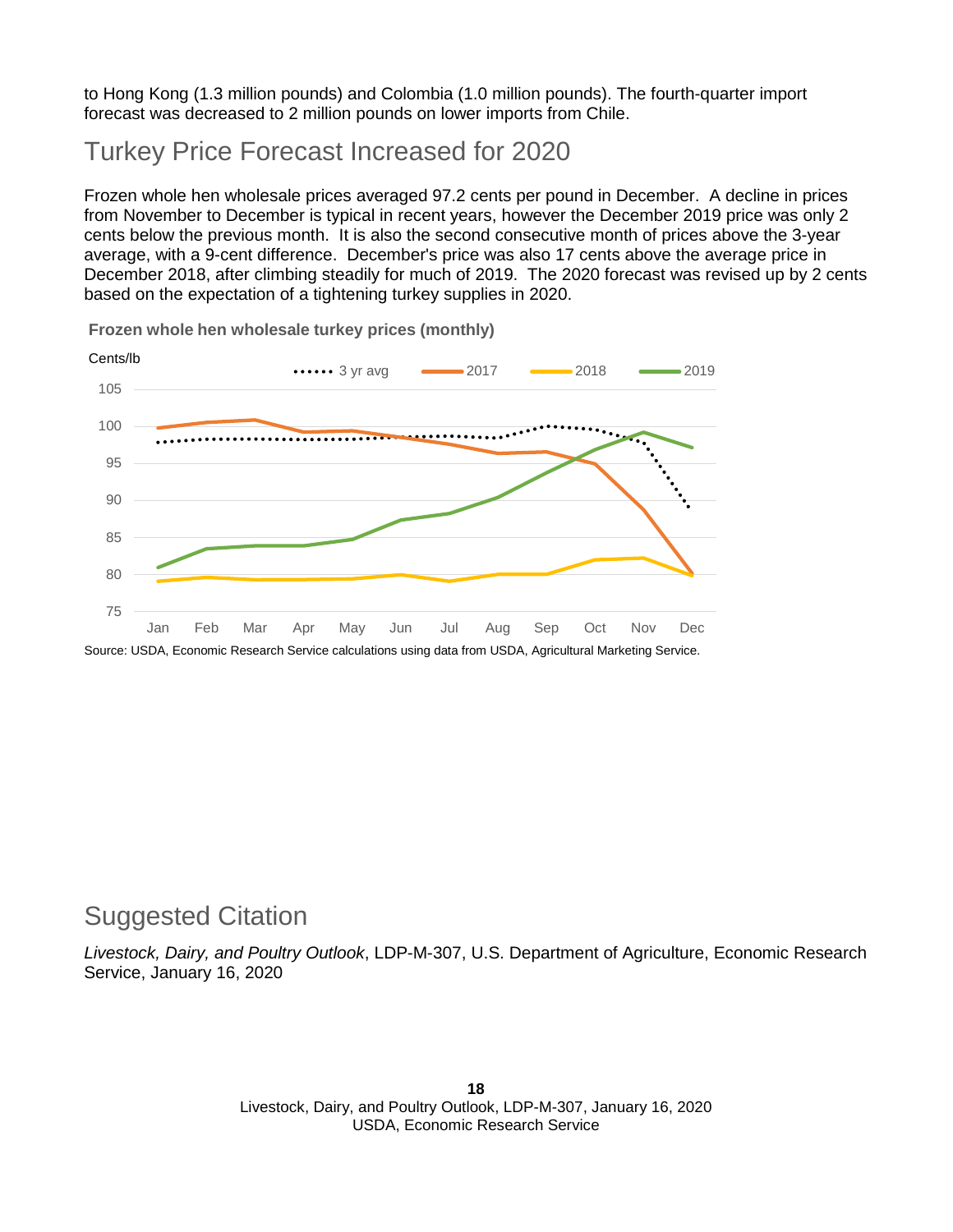to Hong Kong (1.3 million pounds) and Colombia (1.0 million pounds). The fourth-quarter import forecast was decreased to 2 million pounds on lower imports from Chile.

## Turkey Price Forecast Increased for 2020

Frozen whole hen wholesale prices averaged 97.2 cents per pound in December. A decline in prices from November to December is typical in recent years, however the December 2019 price was only 2 cents below the previous month. It is also the second consecutive month of prices above the 3-year average, with a 9-cent difference. December's price was also 17 cents above the average price in December 2018, after climbing steadily for much of 2019. The 2020 forecast was revised up by 2 cents based on the expectation of a tightening turkey supplies in 2020.

**Frozen whole hen wholesale turkey prices (monthly)**

Source: USDA, Economic Research Service calculations using data from USDA, Agricultural Marketing Service.

## Suggested Citation

*Livestock, Dairy, and Poultry Outlook*, LDP-M-307, U.S. Department of Agriculture, Economic Research Service, January 16, 2020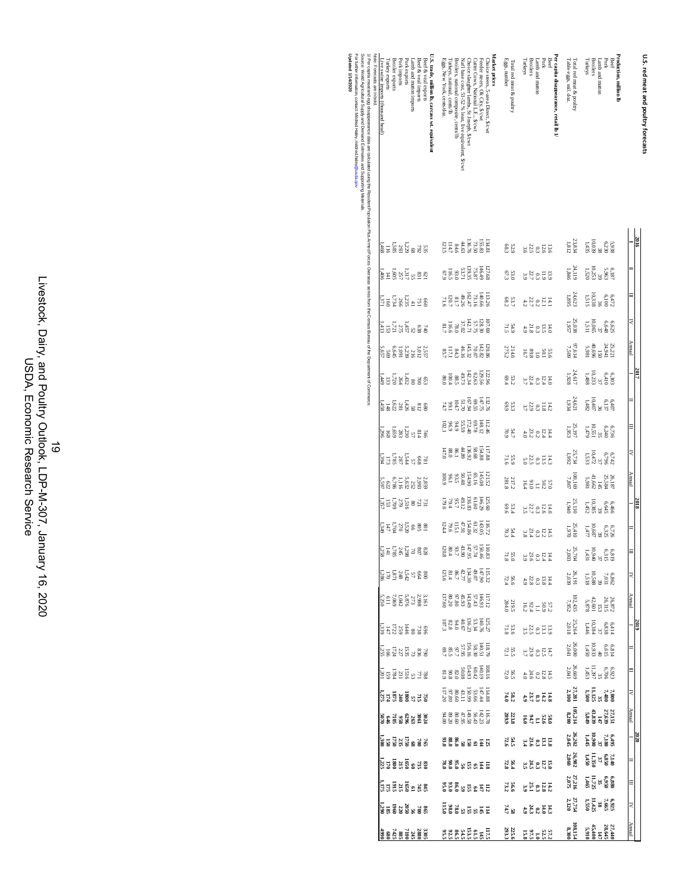# U.S. red meat and poultry forecasts

| | 2016 | | | | | 2017 | | | | | 2018 | | | | | 2019 | | | | | 2020 | | | | |
|---|---|---|---|---|---|---|---|---|---|---|---|---|---|---|---|---|---|---|---|---|---|---|---|---|---|
| | I | II | III | IV | Annual | I | II | III | IV | Annual | I | II | III | IV | Annual | I | II | III | IV | Annual | I | II | III | IV | Annual |
| **Production, million lb** | | | | | | | | | | | | | | | | | | | | | | | | | |
| Beef | 5,938 | 6,187 | 6,472 | 6,625 | 25,221 | 6,303 | 6,407 | 6,736 | 6,742 | 26,187 | 6,466 | 6,726 | 6,819 | 6,862 | 26,872 | 6,414 | 6,814 | 6,923 | **7,000** | **27,151** | **6,495** | **7,140** | **6,880** | **6,925** | **27,440** |
| Pork | 6,230 | 5,963 | 6,100 | 6,648 | 24,941 | 6,410 | 6,137 | 6,240 | 6,796 | 25,584 | 6,645 | 6,325 | 6,315 | 7,031 | 26,315 | 6,838 | 6,615 | 6,706 | **7,480** | **27,639** | **7,180** | **6,850** | **6,950** | **7,665** | **28,645** |
| Lamb and mutton | 38 | 39 | 36 | 37 | 150 | 37 | 36 | 35 | 37 | 145 | 39 | 39 | 37 | 38 | 153 | 37 | 40 | 35 | **35** | **147** | **37** | **37** | **35** | **38** | **147** |
| Broilers | 10,039 | 10,253 | 10,338 | 10,065 | 40,696 | 10,233 | 10,407 | 10,551 | 10,472 | 41,662 | 10,385 | 10,687 | 10,940 | 10,588 | 42,601 | 10,384 | 10,933 | 11,397 | **11,125** | **43,839** | **10,900** | **11,350** | **11,725** | **11,425** | **45,400** |
| Turkeys | 1,435 | 1,520 | 1,515 | 1,511 | 5,981 | 1,488 | 1,482 | 1,479 | 1,533 | 5,981 | 1,462 | 1,477 | 1,431 | 1,518 | 5,888 | 1,446 | 1,459 | 1,463 | **1,500** | **5,869** | **1,445** | **1,450** | **1,465** | **1,550** | **5,910** |
| Total red meat & poultry | 23,834 | 24,119 | 24,623 | 25,038 | 97,614 | 24,617 | 24,621 | 25,197 | 25,734 | 100,169 | 25,130 | 25,410 | 25,704 | 26,191 | 102,435 | 25,264 | 26,000 | 26,669 | **27,281** | **105,214** | **26,302** | **26,982** | **27,216** | **27,754** | **109,154** |
| Table eggs, mil. doz. | 1,812 | 1,846 | 1,895 | 1,957 | 7,509 | 1,928 | 1,934 | 1,963 | 1,992 | 7,817 | 1,940 | 1,970 | 2,003 | 2,039 | 7,952 | 2,018 | 2,041 | 2,041 | **2,100** | **8,200** | **2,045** | **2,060** | **2,075** | **2,120** | **8,300** |
| **Per capita disappearance, retail lb 1/** | | | | | | | | | | | | | | | | | | | | | | | | | |
| Beef | 13.6 | 13.9 | 14.1 | 14.0 | 55.6 | 14.0 | 14.2 | 14.4 | 14.3 | 57.0 | 14.0 | 14.5 | 14.4 | 14.4 | 57.2 | 13.9 | 14.7 | 14.5 | **14.8** | **58.0** | **13.8** | **15.0** | **14.2** | **14.3** | **57.2** |
| Pork | 12.6 | 11.9 | 12.1 | 13.5 | 50.1 | 12.4 | 11.8 | 12.4 | 13.5 | 50.2 | 12.6 | 12.2 | 12.4 | 13.8 | 50.9 | 13.1 | 12.5 | 12.8 | **14.2** | **52.6** | **13.1** | **12.7** | **12.8** | **14.0** | **52.5** |
| Lamb and mutton | 0.3 | 0.3 | 0.2 | 0.3 | 1.0 | 0.3 | 0.3 | 0.2 | 0.3 | 1.1 | 0.3 | 0.3 | 0.3 | 0.3 | 1.1 | 0.3 | 0.3 | 0.2 | **0.3** | **1.1** | **0.3** | **0.3** | **0.3** | **0.2** | **1.0** |
| Broilers | 22.5 | 22.7 | 22.7 | 21.8 | 89.8 | 22.4 | 22.9 | 23.2 | 22.5 | 91.0 | 22.7 | 23.4 | 23.6 | 22.8 | 92.4 | 22.5 | 23.9 | 24.6 | **23.7** | **94.7** | **23.6** | **24.5** | **25.1** | **24.3** | **97.5** |
| Turkeys | 3.6 | 3.9 | 4.2 | 4.9 | 16.7 | 3.7 | 3.7 | 4.0 | 5.0 | 16.4 | 3.5 | 3.8 | 3.9 | 4.9 | 16.2 | 3.5 | 3.7 | 4.0 | **4.9** | **16.0** | **3.4** | **3.5** | **3.9** | **4.9** | **15.8** |
| Total red meat & poultry | 52.9 | 53.0 | 53.7 | 54.9 | 214.6 | 53.2 | 53.3 | 54.7 | 55.9 | 217.2 | 53.4 | 54.4 | 55.0 | 56.6 | 219.5 | 53.6 | 55.5 | 56.5 | **58.2** | **223.8** | **54.5** | **56.4** | **56.6** | **58** | **225.6** |
| Eggs, number | 68.3 | 67.3 | 68.2 | 71.5 | 275.2 | 69.4 | 69.9 | 70.9 | 71.6 | 281.8 | 69.6 | 70.3 | 71.8 | 72.4 | 284.0 | 71.8 | 72.1 | 72.0 | **74.0** | **289.9** | **72.6** | **72.8** | **73.2** | **74.7** | **293.3** |
| **Market prices** | | | | | | | | | | | | | | | | | | | | | | | | | |
| Choice steers, 5-area Direct, $/cwt | 134.81 | 127.68 | 113.26 | 107.69 | 120.86 | 122.96 | 132.76 | 112.46 | 117.88 | 121.52 | 125.60 | 116.72 | 110.83 | 115.32 | 117.12 | 125.27 | 118.79 | 108.16 | **114.88** | **116.78** | **125** | **118** | **112** | **114** | **117.5** |
| Feeder steers, Ok City, $/cwt | 155.83 | 146.49 | 140.66 | 128.30 | 142.82 | 129.56 | 147.75 | 148.12 | 154.88 | 145.08 | 146.29 | 143.05 | 150.46 | 147.90 | 146.93 | 140.76 | 140.51 | 140.19 | **147.44** | **142.23** | **144** | **144** | **147** | **145** | **145** |
| Cutter Cows, National L.E., $/cwt | 73.50 | 75.87 | 73.16 | 57.75 | 70.07 | 62.63 | 69.55 | 69.78 | 58.80 | 65.19 | 61.60 | 61.32 | 57.74 | 49.07 | 57.43 | 53.34 | 58.30 | 60.42 | **53.66** | **56.43** | **61** | **65** | **64** | **65** | **63.5** |
| Choice slaughter lambs, St. Joseph, $/cwt | 136.76 | 139.35 | 162.47 | 142.71 | 145.32 | 142.34 | 167.94 | 172.40 | 136.92 | 154.90 | 136.68 | 154.86 | 147.95 | 134.30 | 143.49 | 136.23 | 156.16 | 154.93 | **150.99** | **149.58** | **150** | **155** | **155** | **155** | **153.5** |
| Nat'l base cost, 51-52 % lean, live equivalent, $/cwt | 44.63 | 53.71 | 49.26 | 37.02 | 46.16 | 49.73 | 51.70 | 55.59 | 44.89 | 50.48 | 49.12 | 47.91 | 43.90 | 42.77 | 45.93 | 40.67 | 57.95 | 50.08 | **43.11** | **47.95** | **50** | **56** | **59** | **53** | **54.5** |
| Broilers, national composite, cents/lb | 84.6 | 93.0 | 81.7 | 78.0 | 84.3 | 88.5 | 104.7 | 94.9 | 86.1 | 93.5 | 95.7 | 115.1 | 93.7 | 86.7 | 97.80 | 94.0 | 97.7 | 82.0 | **80.60** | **88.60** | **86.0** | **95.0** | **86.0** | **79.0** | **86.5** |
| Turkeys, national, cents/lb | 114.7 | 116.5 | 120.7 | 116.6 | 117.1 | 100.4 | 99.1 | 96.9 | 89.0 | 96.1 | 79.4 | 79.6 | 80.4 | 81.4 | 80.20 | 82.8 | 85.5 | 90.8 | **97.80** | **89.20** | **88.0** | **90.0** | **93.0** | **98.0** | **92.5** |
| Eggs, New York, cents/doz. | 121.5 | 67.9 | 71.6 | 81.7 | 85.7 | 80.0 | 74.7 | 102.1 | 147.0 | 100.9 | 179.4 | 124.4 | 120.8 | 125.6 | 137.60 | 107.3 | 69.7 | 81.9 | **117.20** | **94.00** | **93.0** | **78.0** | **95.0** | **115.0** | **95.5** |
| **U.S. trade, million lb, carcass wt. equivalent** | | | | | | | | | | | | | | | | | | | | | | | | | |
| Beef & veal exports | 536 | 621 | 660 | 740 | 2,557 | 653 | 680 | 746 | 781 | 2,859 | 731 | 801 | 828 | 800 | 3,161 | 696 | 790 | 788 | **750** | **3,024** | **765** | **830** | **845** | **865** | **3,305** |
| Beef & veal imports | 792 | 811 | 751 | 638 | 3,012 | 700 | 812 | 814 | 668 | 2,993 | 721 | 805 | 807 | 664 | 2,998 | 738 | 836 | 771 | **715** | **3,061** | **700** | **735** | **745** | **700** | **2,880** |
| Lamb and mutton imports | 68 | 55 | 41 | 52 | 216 | 80 | 58 | 57 | 57 | 252 | 80 | 66 | 70 | 57 | 273 | 80 | 73 | 53 | **57** | **263** | **68** | **60** | **61** | **56** | **245** |
| Pork exports | 1,229 | 1,317 | 1,235 | 1,457 | 5,239 | 1,432 | 1,426 | 1,230 | 1,544 | 5,632 | 1,516 | 1,520 | 1,298 | 1,542 | 5,876 | 1,446 | 1,535 | 1,516 | **1,800** | **6,296** | **1,750** | **1,650** | **1,650** | **2,050** | **7,100** |
| Pork imports | 293 | 257 | 266 | 275 | 1,091 | 264 | 281 | 283 | 287 | 1,116 | 279 | 270 | 245 | 248 | 1,042 | 259 | 227 | 231 | **240** | **958** | **225** | **215** | **215** | **220** | **885** |
| Broiler exports | 1,585 | 1,605 | 1,734 | 1,721 | 6,645 | 1,720 | 1,622 | 1,659 | 1,785 | 6,786 | 1,709 | 1,704 | 1,785 | 1,871 | 7,069 | 1,722 | 1,724 | 1,784 | **1,875** | **7,105** | **1,750** | **1,800** | **1,915** | **1,960** | **7,425** |
| Turkey exports | 116 | 141 | 160 | 153 | 569 | 133 | 148 | 168 | 173 | 622 | 153 | 147 | 141 | 170 | 611 | 147 | 166 | 159 | **174** | **646** | **150** | **170** | **175** | **185** | **680** |
| Live swine imports (thousand head) | 1,468 | 1,406 | 1,371 | 1,413 | 5,657 | 1,449 | 1,438 | 1,296 | 1,394 | 5,597 | 1,357 | 1,349 | 1,258 | 1,286 | 5,250 | 1,339 | 1,255 | 1,201 | **1,275** | **5,070** | **1,300** | **1,225** | **1,175** | **1,290** | **4,990** |

Note: Forecasts are in bold.

1/ Per capita meat and egg disappearance data are calculated using the Resident Population Plus Armed Forces Overseas series from the Census Bureau of the Department of Commerce.

Source: World Agricultural Supply and Demand Estimates and Supporting Materials.

For further information, contact: Mildred Haley, mildred.haley@usda.gov

**Updated 1/16/2020**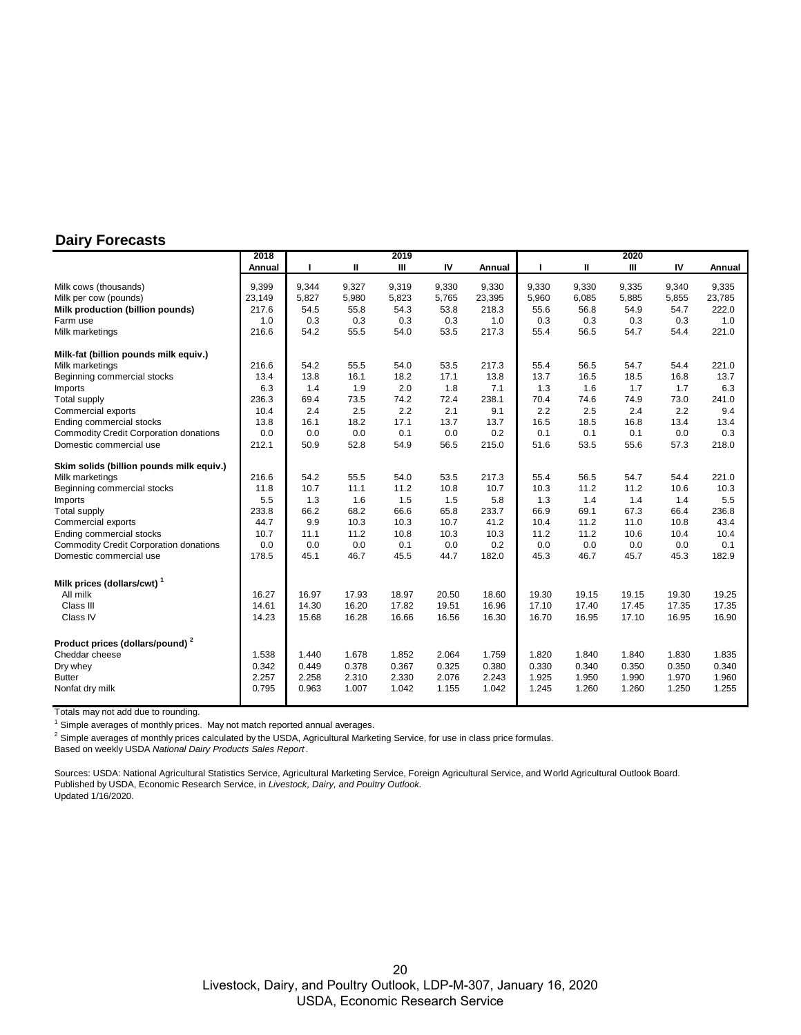## Dairy Forecasts

| | 2018 | 2019 | | | | | 2020 | | | | |
|---|---|---|---|---|---|---|---|---|---|---|---|
| | Annual | I | II | III | IV | Annual | I | II | III | IV | Annual |
| Milk cows (thousands) | 9,399 | 9,344 | 9,327 | 9,319 | 9,330 | 9,330 | 9,330 | 9,330 | 9,335 | 9,340 | 9,335 |
| Milk per cow (pounds) | 23,149 | 5,827 | 5,980 | 5,823 | 5,765 | 23,395 | 5,960 | 6,085 | 5,885 | 5,855 | 23,785 |
| **Milk production (billion pounds)** | 217.6 | 54.5 | 55.8 | 54.3 | 53.8 | 218.3 | 55.6 | 56.8 | 54.9 | 54.7 | 222.0 |
| Farm use | 1.0 | 0.3 | 0.3 | 0.3 | 0.3 | 1.0 | 0.3 | 0.3 | 0.3 | 0.3 | 1.0 |
| Milk marketings | 216.6 | 54.2 | 55.5 | 54.0 | 53.5 | 217.3 | 55.4 | 56.5 | 54.7 | 54.4 | 221.0 |
| **Milk-fat (billion pounds milk equiv.)** | | | | | | | | | | | |
| Milk marketings | 216.6 | 54.2 | 55.5 | 54.0 | 53.5 | 217.3 | 55.4 | 56.5 | 54.7 | 54.4 | 221.0 |
| Beginning commercial stocks | 13.4 | 13.8 | 16.1 | 18.2 | 17.1 | 13.8 | 13.7 | 16.5 | 18.5 | 16.8 | 13.7 |
| Imports | 6.3 | 1.4 | 1.9 | 2.0 | 1.8 | 7.1 | 1.3 | 1.6 | 1.7 | 1.7 | 6.3 |
| Total supply | 236.3 | 69.4 | 73.5 | 74.2 | 72.4 | 238.1 | 70.4 | 74.6 | 74.9 | 73.0 | 241.0 |
| Commercial exports | 10.4 | 2.4 | 2.5 | 2.2 | 2.1 | 9.1 | 2.2 | 2.5 | 2.4 | 2.2 | 9.4 |
| Ending commercial stocks | 13.8 | 16.1 | 18.2 | 17.1 | 13.7 | 13.7 | 16.5 | 18.5 | 16.8 | 13.4 | 13.4 |
| Commodity Credit Corporation donations | 0.0 | 0.0 | 0.0 | 0.1 | 0.0 | 0.2 | 0.1 | 0.1 | 0.1 | 0.0 | 0.3 |
| Domestic commercial use | 212.1 | 50.9 | 52.8 | 54.9 | 56.5 | 215.0 | 51.6 | 53.5 | 55.6 | 57.3 | 218.0 |
| **Skim solids (billion pounds milk equiv.)** | | | | | | | | | | | |
| Milk marketings | 216.6 | 54.2 | 55.5 | 54.0 | 53.5 | 217.3 | 55.4 | 56.5 | 54.7 | 54.4 | 221.0 |
| Beginning commercial stocks | 11.8 | 10.7 | 11.1 | 11.2 | 10.8 | 10.7 | 10.3 | 11.2 | 11.2 | 10.6 | 10.3 |
| Imports | 5.5 | 1.3 | 1.6 | 1.5 | 1.5 | 5.8 | 1.3 | 1.4 | 1.4 | 1.4 | 5.5 |
| Total supply | 233.8 | 66.2 | 68.2 | 66.6 | 65.8 | 233.7 | 66.9 | 69.1 | 67.3 | 66.4 | 236.8 |
| Commercial exports | 44.7 | 9.9 | 10.3 | 10.3 | 10.7 | 41.2 | 10.4 | 11.2 | 11.0 | 10.8 | 43.4 |
| Ending commercial stocks | 10.7 | 11.1 | 11.2 | 10.8 | 10.3 | 10.3 | 11.2 | 11.2 | 10.6 | 10.4 | 10.4 |
| Commodity Credit Corporation donations | 0.0 | 0.0 | 0.0 | 0.1 | 0.0 | 0.2 | 0.0 | 0.0 | 0.0 | 0.0 | 0.1 |
| Domestic commercial use | 178.5 | 45.1 | 46.7 | 45.5 | 44.7 | 182.0 | 45.3 | 46.7 | 45.7 | 45.3 | 182.9 |
| **Milk prices (dollars/cwt)** [1] | | | | | | | | | | | |
| All milk | 16.27 | 16.97 | 17.93 | 18.97 | 20.50 | 18.60 | 19.30 | 19.15 | 19.15 | 19.30 | 19.25 |
| Class III | 14.61 | 14.30 | 16.20 | 17.82 | 19.51 | 16.96 | 17.10 | 17.40 | 17.45 | 17.35 | 17.35 |
| Class IV | 14.23 | 15.68 | 16.28 | 16.66 | 16.56 | 16.30 | 16.70 | 16.95 | 17.10 | 16.95 | 16.90 |
| **Product prices (dollars/pound)** [2] | | | | | | | | | | | |
| Cheddar cheese | 1.538 | 1.440 | 1.678 | 1.852 | 2.064 | 1.759 | 1.820 | 1.840 | 1.840 | 1.830 | 1.835 |
| Dry whey | 0.342 | 0.449 | 0.378 | 0.367 | 0.325 | 0.380 | 0.330 | 0.340 | 0.350 | 0.350 | 0.340 |
| Butter | 2.257 | 2.258 | 2.310 | 2.330 | 2.076 | 2.243 | 1.925 | 1.950 | 1.990 | 1.970 | 1.960 |
| Nonfat dry milk | 0.795 | 0.963 | 1.007 | 1.042 | 1.155 | 1.042 | 1.245 | 1.260 | 1.260 | 1.250 | 1.255 |

Totals may not add due to rounding.

[1] Simple averages of monthly prices. May not match reported annual averages.

[2] Simple averages of monthly prices calculated by the USDA, Agricultural Marketing Service, for use in class price formulas.
Based on weekly USDA *National Dairy Products Sales Report*.

Sources: USDA: National Agricultural Statistics Service, Agricultural Marketing Service, Foreign Agricultural Service, and World Agricultural Outlook Board.
Published by USDA, Economic Research Service, in *Livestock, Dairy, and Poultry Outlook.*
Updated 1/16/2020.